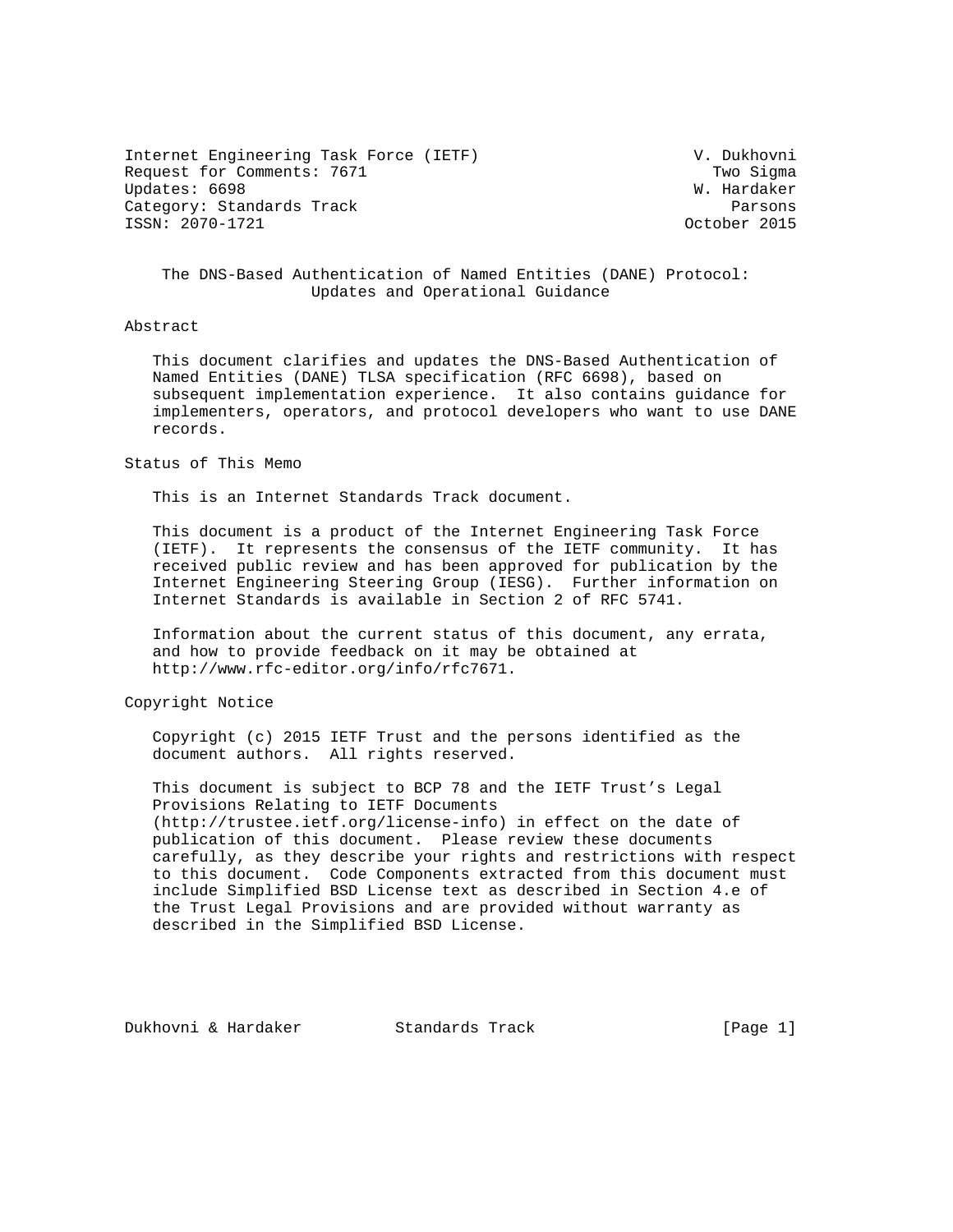Internet Engineering Task Force (IETF) V. Dukhovni
Request for Comments: 7671 Two Sigma
Updates: 6698 W. Hardaker
Category: Standards Track Parsons
ISSN: 2070-1721 October 2015

# The DNS-Based Authentication of Named Entities (DANE) Protocol: Updates and Operational Guidance

## Abstract

This document clarifies and updates the DNS-Based Authentication of Named Entities (DANE) TLSA specification (RFC 6698), based on subsequent implementation experience. It also contains guidance for implementers, operators, and protocol developers who want to use DANE records.

## Status of This Memo

This is an Internet Standards Track document.

This document is a product of the Internet Engineering Task Force (IETF). It represents the consensus of the IETF community. It has received public review and has been approved for publication by the Internet Engineering Steering Group (IESG). Further information on Internet Standards is available in Section 2 of RFC 5741.

Information about the current status of this document, any errata, and how to provide feedback on it may be obtained at http://www.rfc-editor.org/info/rfc7671.

## Copyright Notice

Copyright (c) 2015 IETF Trust and the persons identified as the document authors. All rights reserved.

This document is subject to BCP 78 and the IETF Trust's Legal Provisions Relating to IETF Documents (http://trustee.ietf.org/license-info) in effect on the date of publication of this document. Please review these documents carefully, as they describe your rights and restrictions with respect to this document. Code Components extracted from this document must include Simplified BSD License text as described in Section 4.e of the Trust Legal Provisions and are provided without warranty as described in the Simplified BSD License.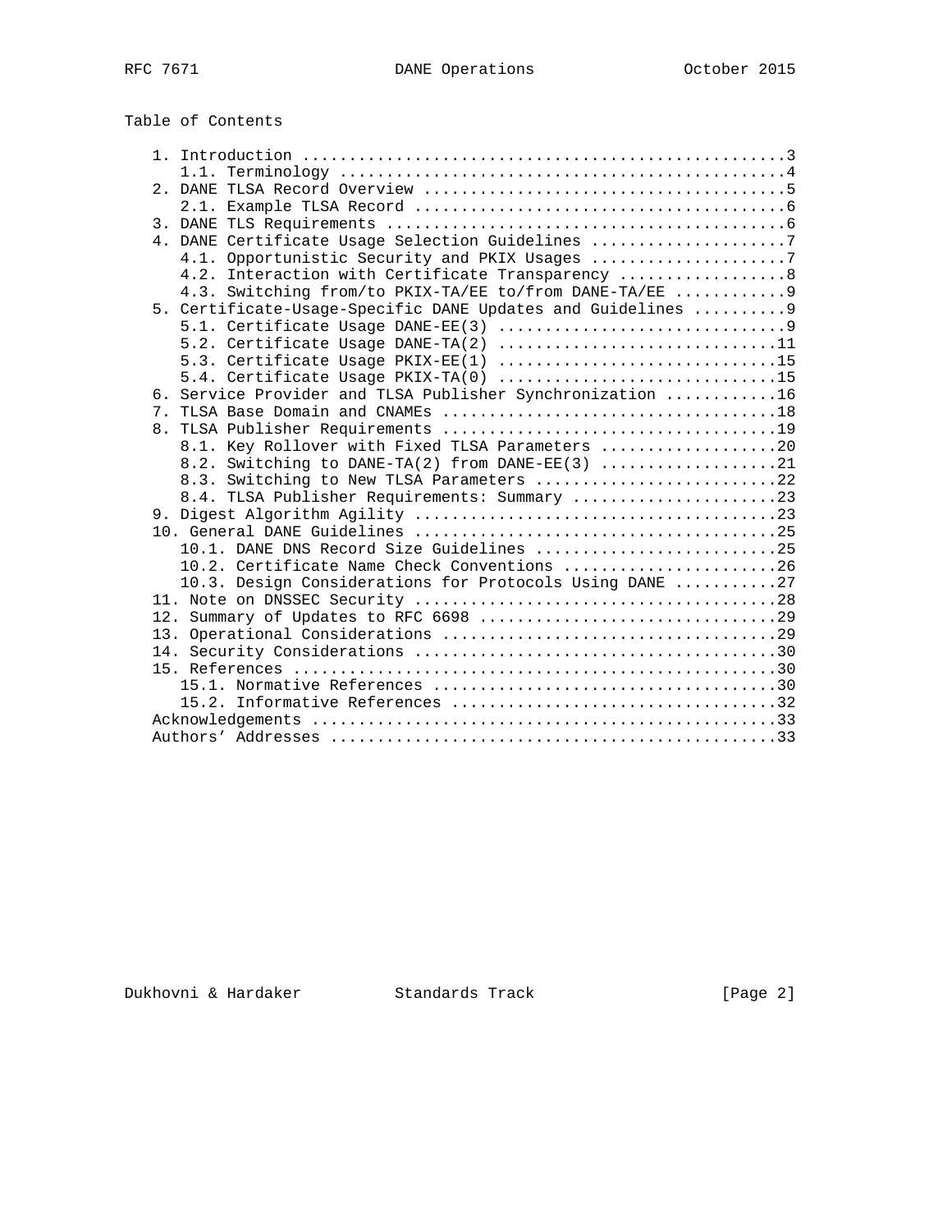## Table of Contents

```
   1. Introduction ....................................................3
      1.1. Terminology ................................................4
   2. DANE TLSA Record Overview .......................................5
      2.1. Example TLSA Record ........................................6
   3. DANE TLS Requirements ...........................................6
   4. DANE Certificate Usage Selection Guidelines .....................7
      4.1. Opportunistic Security and PKIX Usages .....................7
      4.2. Interaction with Certificate Transparency ..................8
      4.3. Switching from/to PKIX-TA/EE to/from DANE-TA/EE ............9
   5. Certificate-Usage-Specific DANE Updates and Guidelines ..........9
      5.1. Certificate Usage DANE-EE(3) ...............................9
      5.2. Certificate Usage DANE-TA(2) ..............................11
      5.3. Certificate Usage PKIX-EE(1) ..............................15
      5.4. Certificate Usage PKIX-TA(0) ..............................15
   6. Service Provider and TLSA Publisher Synchronization ............16
   7. TLSA Base Domain and CNAMEs ....................................18
   8. TLSA Publisher Requirements ....................................19
      8.1. Key Rollover with Fixed TLSA Parameters ...................20
      8.2. Switching to DANE-TA(2) from DANE-EE(3) ...................21
      8.3. Switching to New TLSA Parameters ..........................22
      8.4. TLSA Publisher Requirements: Summary ......................23
   9. Digest Algorithm Agility .......................................23
   10. General DANE Guidelines .......................................25
      10.1. DANE DNS Record Size Guidelines ..........................25
      10.2. Certificate Name Check Conventions .......................26
      10.3. Design Considerations for Protocols Using DANE ...........27
   11. Note on DNSSEC Security .......................................28
   12. Summary of Updates to RFC 6698 ................................29
   13. Operational Considerations ....................................29
   14. Security Considerations .......................................30
   15. References ....................................................30
      15.1. Normative References .....................................30
      15.2. Informative References ...................................32
   Acknowledgements ..................................................33
   Authors' Addresses ................................................33
```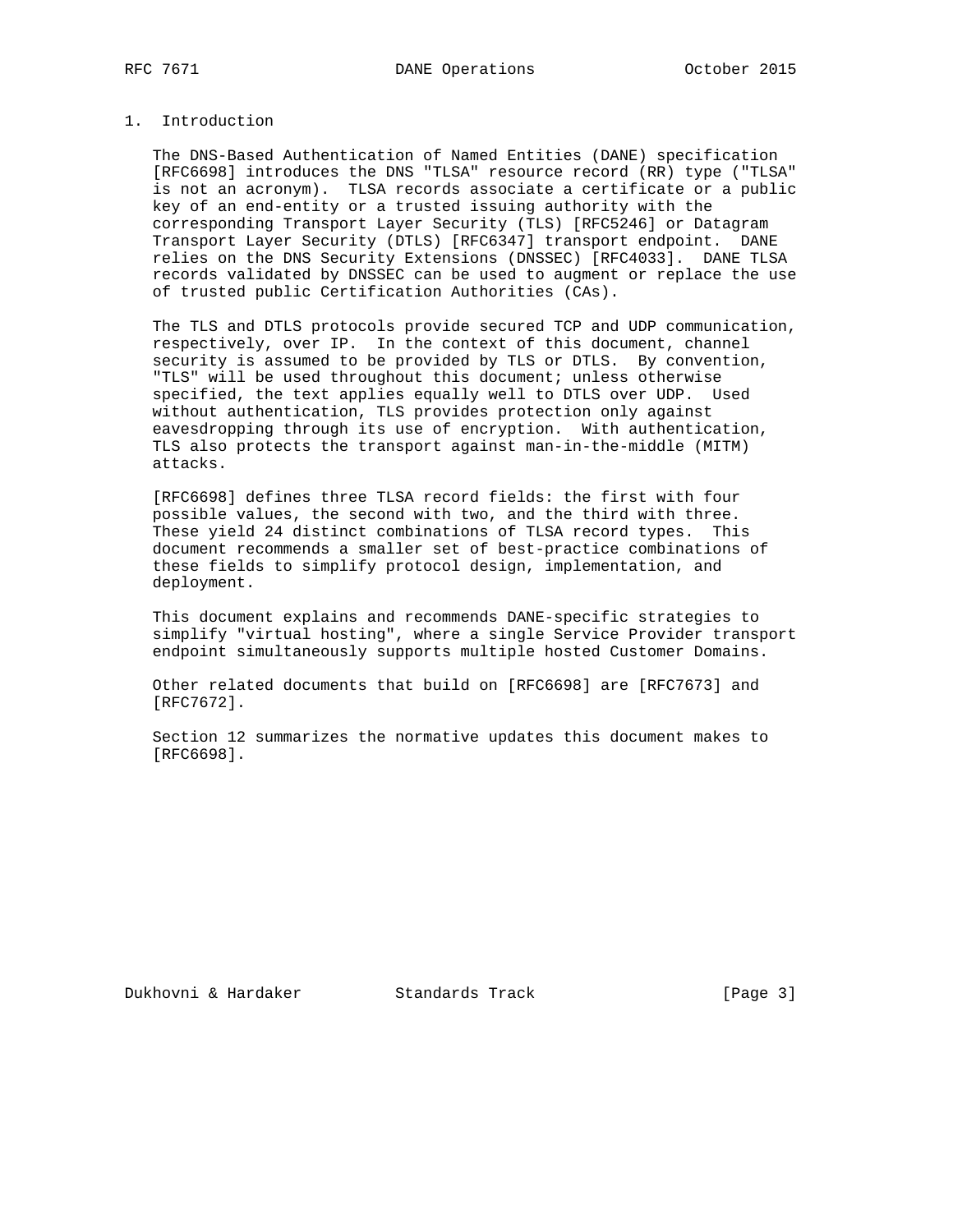# 1. Introduction

The DNS-Based Authentication of Named Entities (DANE) specification [RFC6698] introduces the DNS "TLSA" resource record (RR) type ("TLSA" is not an acronym). TLSA records associate a certificate or a public key of an end-entity or a trusted issuing authority with the corresponding Transport Layer Security (TLS) [RFC5246] or Datagram Transport Layer Security (DTLS) [RFC6347] transport endpoint. DANE relies on the DNS Security Extensions (DNSSEC) [RFC4033]. DANE TLSA records validated by DNSSEC can be used to augment or replace the use of trusted public Certification Authorities (CAs).

The TLS and DTLS protocols provide secured TCP and UDP communication, respectively, over IP. In the context of this document, channel security is assumed to be provided by TLS or DTLS. By convention, "TLS" will be used throughout this document; unless otherwise specified, the text applies equally well to DTLS over UDP. Used without authentication, TLS provides protection only against eavesdropping through its use of encryption. With authentication, TLS also protects the transport against man-in-the-middle (MITM) attacks.

[RFC6698] defines three TLSA record fields: the first with four possible values, the second with two, and the third with three. These yield 24 distinct combinations of TLSA record types. This document recommends a smaller set of best-practice combinations of these fields to simplify protocol design, implementation, and deployment.

This document explains and recommends DANE-specific strategies to simplify "virtual hosting", where a single Service Provider transport endpoint simultaneously supports multiple hosted Customer Domains.

Other related documents that build on [RFC6698] are [RFC7673] and [RFC7672].

Section 12 summarizes the normative updates this document makes to [RFC6698].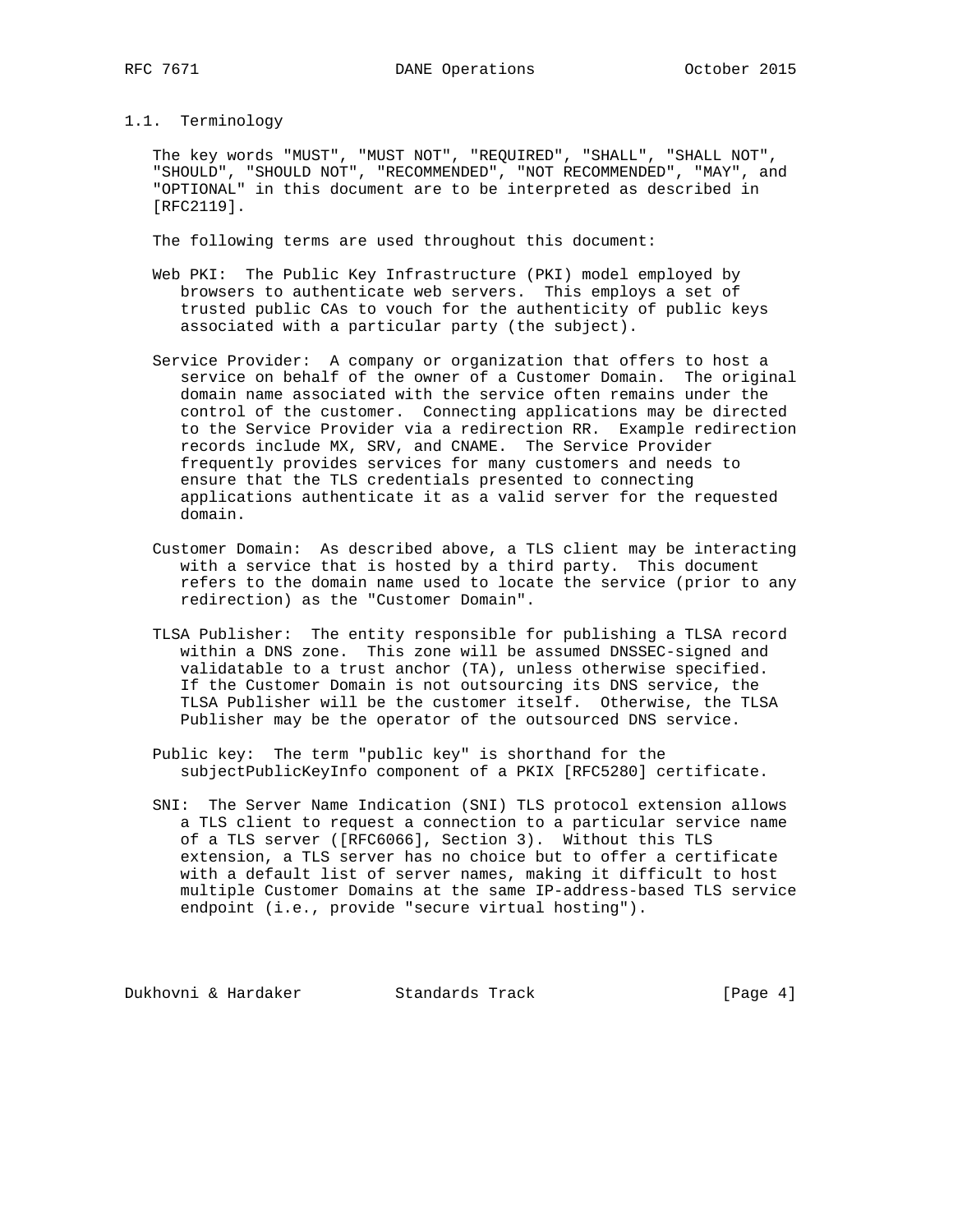### 1.1. Terminology

The key words "MUST", "MUST NOT", "REQUIRED", "SHALL", "SHALL NOT", "SHOULD", "SHOULD NOT", "RECOMMENDED", "NOT RECOMMENDED", "MAY", and "OPTIONAL" in this document are to be interpreted as described in [RFC2119].

The following terms are used throughout this document:

Web PKI: The Public Key Infrastructure (PKI) model employed by browsers to authenticate web servers. This employs a set of trusted public CAs to vouch for the authenticity of public keys associated with a particular party (the subject).

Service Provider: A company or organization that offers to host a service on behalf of the owner of a Customer Domain. The original domain name associated with the service often remains under the control of the customer. Connecting applications may be directed to the Service Provider via a redirection RR. Example redirection records include MX, SRV, and CNAME. The Service Provider frequently provides services for many customers and needs to ensure that the TLS credentials presented to connecting applications authenticate it as a valid server for the requested domain.

Customer Domain: As described above, a TLS client may be interacting with a service that is hosted by a third party. This document refers to the domain name used to locate the service (prior to any redirection) as the "Customer Domain".

TLSA Publisher: The entity responsible for publishing a TLSA record within a DNS zone. This zone will be assumed DNSSEC-signed and validatable to a trust anchor (TA), unless otherwise specified. If the Customer Domain is not outsourcing its DNS service, the TLSA Publisher will be the customer itself. Otherwise, the TLSA Publisher may be the operator of the outsourced DNS service.

Public key: The term "public key" is shorthand for the subjectPublicKeyInfo component of a PKIX [RFC5280] certificate.

SNI: The Server Name Indication (SNI) TLS protocol extension allows a TLS client to request a connection to a particular service name of a TLS server ([RFC6066], Section 3). Without this TLS extension, a TLS server has no choice but to offer a certificate with a default list of server names, making it difficult to host multiple Customer Domains at the same IP-address-based TLS service endpoint (i.e., provide "secure virtual hosting").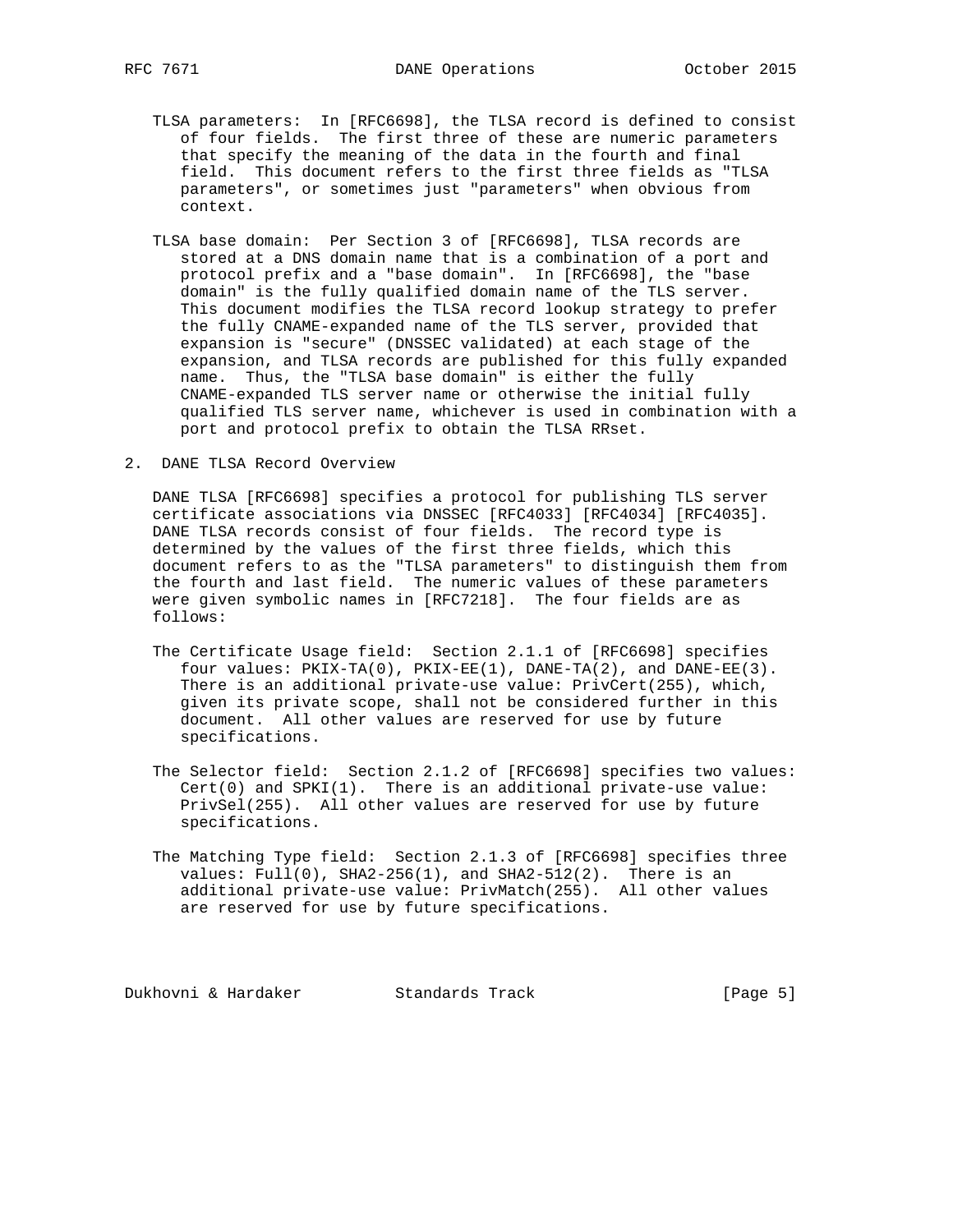TLSA parameters: In [RFC6698], the TLSA record is defined to consist of four fields. The first three of these are numeric parameters that specify the meaning of the data in the fourth and final field. This document refers to the first three fields as "TLSA parameters", or sometimes just "parameters" when obvious from context.

TLSA base domain: Per Section 3 of [RFC6698], TLSA records are stored at a DNS domain name that is a combination of a port and protocol prefix and a "base domain". In [RFC6698], the "base domain" is the fully qualified domain name of the TLS server. This document modifies the TLSA record lookup strategy to prefer the fully CNAME-expanded name of the TLS server, provided that expansion is "secure" (DNSSEC validated) at each stage of the expansion, and TLSA records are published for this fully expanded name. Thus, the "TLSA base domain" is either the fully CNAME-expanded TLS server name or otherwise the initial fully qualified TLS server name, whichever is used in combination with a port and protocol prefix to obtain the TLSA RRset.

## 2. DANE TLSA Record Overview

DANE TLSA [RFC6698] specifies a protocol for publishing TLS server certificate associations via DNSSEC [RFC4033] [RFC4034] [RFC4035]. DANE TLSA records consist of four fields. The record type is determined by the values of the first three fields, which this document refers to as the "TLSA parameters" to distinguish them from the fourth and last field. The numeric values of these parameters were given symbolic names in [RFC7218]. The four fields are as follows:

The Certificate Usage field: Section 2.1.1 of [RFC6698] specifies four values: PKIX-TA(0), PKIX-EE(1), DANE-TA(2), and DANE-EE(3). There is an additional private-use value: PrivCert(255), which, given its private scope, shall not be considered further in this document. All other values are reserved for use by future specifications.

The Selector field: Section 2.1.2 of [RFC6698] specifies two values: Cert(0) and SPKI(1). There is an additional private-use value: PrivSel(255). All other values are reserved for use by future specifications.

The Matching Type field: Section 2.1.3 of [RFC6698] specifies three values: Full(0), SHA2-256(1), and SHA2-512(2). There is an additional private-use value: PrivMatch(255). All other values are reserved for use by future specifications.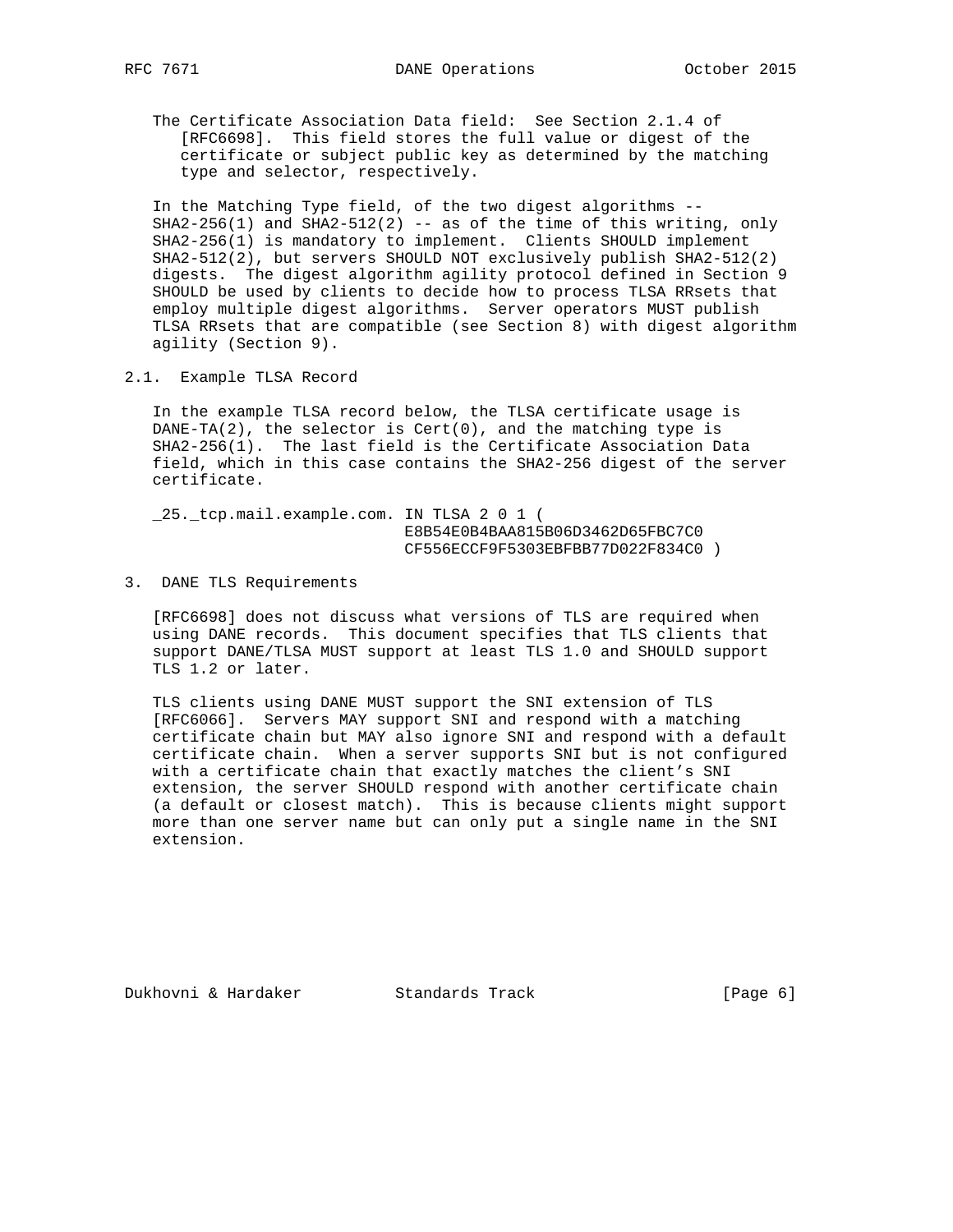The Certificate Association Data field: See Section 2.1.4 of [RFC6698]. This field stores the full value or digest of the certificate or subject public key as determined by the matching type and selector, respectively.

In the Matching Type field, of the two digest algorithms -- SHA2-256(1) and SHA2-512(2) -- as of the time of this writing, only SHA2-256(1) is mandatory to implement. Clients SHOULD implement SHA2-512(2), but servers SHOULD NOT exclusively publish SHA2-512(2) digests. The digest algorithm agility protocol defined in Section 9 SHOULD be used by clients to decide how to process TLSA RRsets that employ multiple digest algorithms. Server operators MUST publish TLSA RRsets that are compatible (see Section 8) with digest algorithm agility (Section 9).

## 2.1. Example TLSA Record

In the example TLSA record below, the TLSA certificate usage is DANE-TA(2), the selector is Cert(0), and the matching type is SHA2-256(1). The last field is the Certificate Association Data field, which in this case contains the SHA2-256 digest of the server certificate.

```
_25._tcp.mail.example.com. IN TLSA 2 0 1 (
                           E8B54E0B4BAA815B06D3462D65FBC7C0
                           CF556ECCF9F5303EBFBB77D022F834C0 )
```

# 3. DANE TLS Requirements

[RFC6698] does not discuss what versions of TLS are required when using DANE records. This document specifies that TLS clients that support DANE/TLSA MUST support at least TLS 1.0 and SHOULD support TLS 1.2 or later.

TLS clients using DANE MUST support the SNI extension of TLS [RFC6066]. Servers MAY support SNI and respond with a matching certificate chain but MAY also ignore SNI and respond with a default certificate chain. When a server supports SNI but is not configured with a certificate chain that exactly matches the client's SNI extension, the server SHOULD respond with another certificate chain (a default or closest match). This is because clients might support more than one server name but can only put a single name in the SNI extension.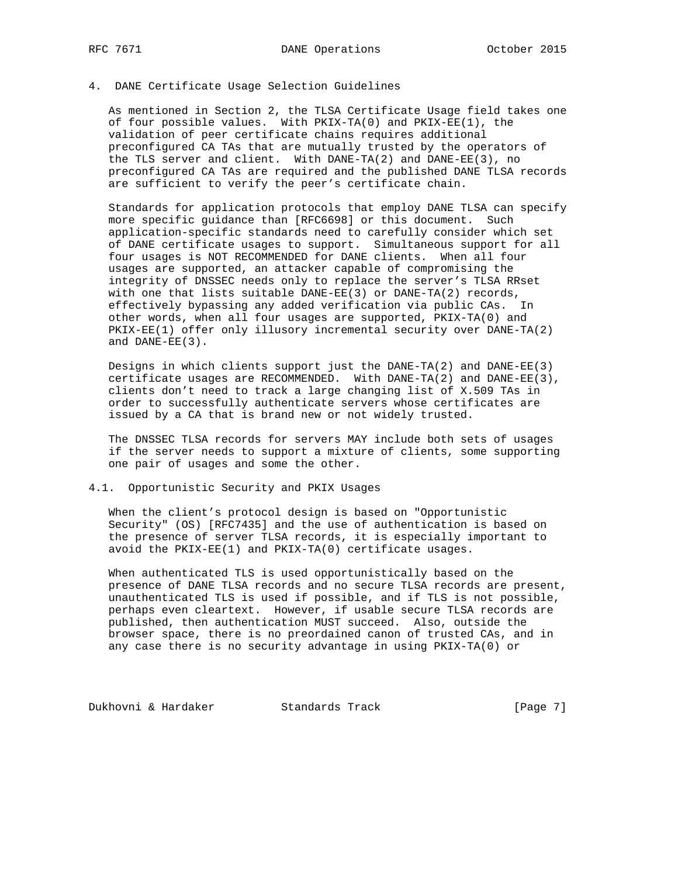## 4. DANE Certificate Usage Selection Guidelines

As mentioned in Section 2, the TLSA Certificate Usage field takes one of four possible values. With PKIX-TA(0) and PKIX-EE(1), the validation of peer certificate chains requires additional preconfigured CA TAs that are mutually trusted by the operators of the TLS server and client. With DANE-TA(2) and DANE-EE(3), no preconfigured CA TAs are required and the published DANE TLSA records are sufficient to verify the peer's certificate chain.

Standards for application protocols that employ DANE TLSA can specify more specific guidance than [RFC6698] or this document. Such application-specific standards need to carefully consider which set of DANE certificate usages to support. Simultaneous support for all four usages is NOT RECOMMENDED for DANE clients. When all four usages are supported, an attacker capable of compromising the integrity of DNSSEC needs only to replace the server's TLSA RRset with one that lists suitable DANE-EE(3) or DANE-TA(2) records, effectively bypassing any added verification via public CAs. In other words, when all four usages are supported, PKIX-TA(0) and PKIX-EE(1) offer only illusory incremental security over DANE-TA(2) and DANE-EE(3).

Designs in which clients support just the DANE-TA(2) and DANE-EE(3) certificate usages are RECOMMENDED. With DANE-TA(2) and DANE-EE(3), clients don't need to track a large changing list of X.509 TAs in order to successfully authenticate servers whose certificates are issued by a CA that is brand new or not widely trusted.

The DNSSEC TLSA records for servers MAY include both sets of usages if the server needs to support a mixture of clients, some supporting one pair of usages and some the other.

### 4.1. Opportunistic Security and PKIX Usages

When the client's protocol design is based on "Opportunistic Security" (OS) [RFC7435] and the use of authentication is based on the presence of server TLSA records, it is especially important to avoid the PKIX-EE(1) and PKIX-TA(0) certificate usages.

When authenticated TLS is used opportunistically based on the presence of DANE TLSA records and no secure TLSA records are present, unauthenticated TLS is used if possible, and if TLS is not possible, perhaps even cleartext. However, if usable secure TLSA records are published, then authentication MUST succeed. Also, outside the browser space, there is no preordained canon of trusted CAs, and in any case there is no security advantage in using PKIX-TA(0) or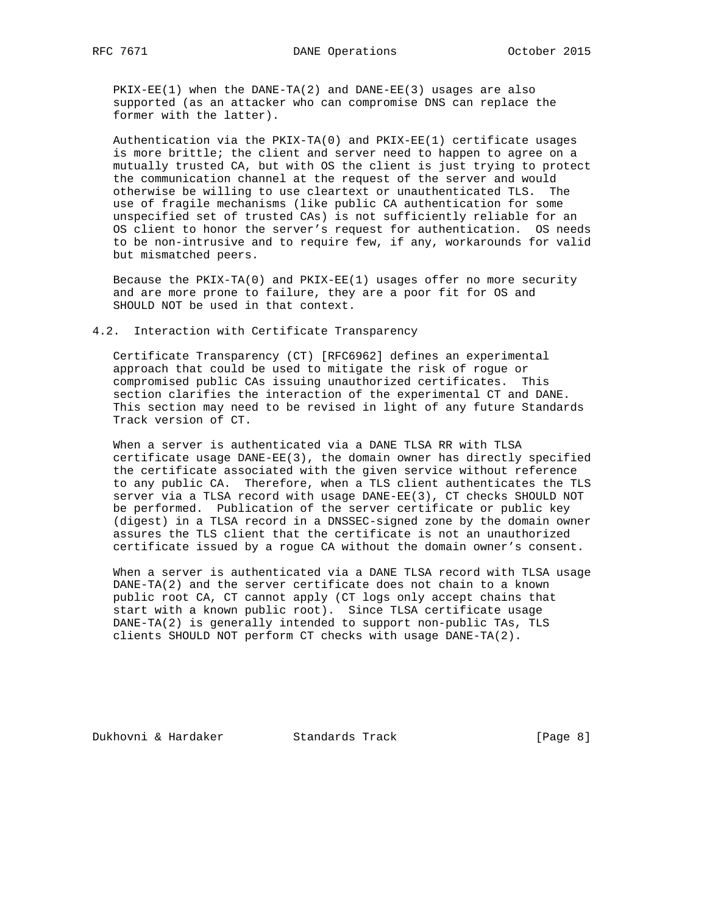PKIX-EE(1) when the DANE-TA(2) and DANE-EE(3) usages are also supported (as an attacker who can compromise DNS can replace the former with the latter).

Authentication via the PKIX-TA(0) and PKIX-EE(1) certificate usages is more brittle; the client and server need to happen to agree on a mutually trusted CA, but with OS the client is just trying to protect the communication channel at the request of the server and would otherwise be willing to use cleartext or unauthenticated TLS. The use of fragile mechanisms (like public CA authentication for some unspecified set of trusted CAs) is not sufficiently reliable for an OS client to honor the server's request for authentication. OS needs to be non-intrusive and to require few, if any, workarounds for valid but mismatched peers.

Because the PKIX-TA(0) and PKIX-EE(1) usages offer no more security and are more prone to failure, they are a poor fit for OS and SHOULD NOT be used in that context.

## 4.2. Interaction with Certificate Transparency

Certificate Transparency (CT) [RFC6962] defines an experimental approach that could be used to mitigate the risk of rogue or compromised public CAs issuing unauthorized certificates. This section clarifies the interaction of the experimental CT and DANE. This section may need to be revised in light of any future Standards Track version of CT.

When a server is authenticated via a DANE TLSA RR with TLSA certificate usage DANE-EE(3), the domain owner has directly specified the certificate associated with the given service without reference to any public CA. Therefore, when a TLS client authenticates the TLS server via a TLSA record with usage DANE-EE(3), CT checks SHOULD NOT be performed. Publication of the server certificate or public key (digest) in a TLSA record in a DNSSEC-signed zone by the domain owner assures the TLS client that the certificate is not an unauthorized certificate issued by a rogue CA without the domain owner's consent.

When a server is authenticated via a DANE TLSA record with TLSA usage DANE-TA(2) and the server certificate does not chain to a known public root CA, CT cannot apply (CT logs only accept chains that start with a known public root). Since TLSA certificate usage DANE-TA(2) is generally intended to support non-public TAs, TLS clients SHOULD NOT perform CT checks with usage DANE-TA(2).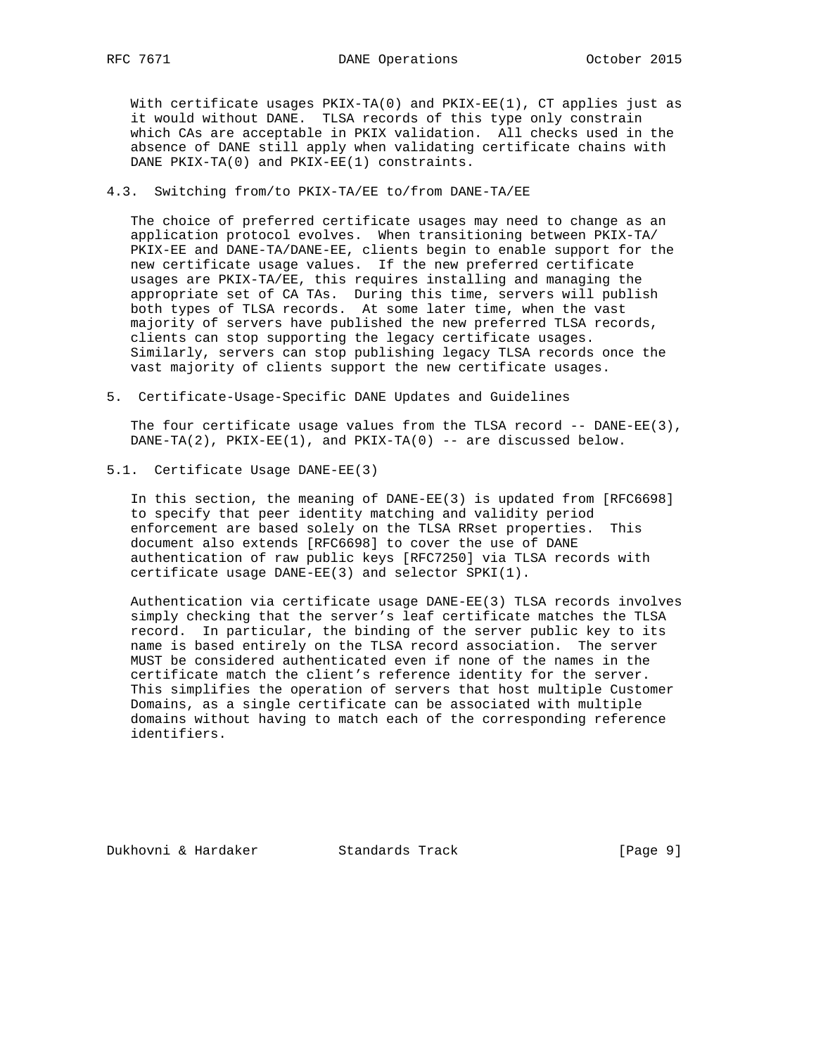With certificate usages PKIX-TA(0) and PKIX-EE(1), CT applies just as it would without DANE. TLSA records of this type only constrain which CAs are acceptable in PKIX validation. All checks used in the absence of DANE still apply when validating certificate chains with DANE PKIX-TA(0) and PKIX-EE(1) constraints.

### 4.3. Switching from/to PKIX-TA/EE to/from DANE-TA/EE

The choice of preferred certificate usages may need to change as an application protocol evolves. When transitioning between PKIX-TA/PKIX-EE and DANE-TA/DANE-EE, clients begin to enable support for the new certificate usage values. If the new preferred certificate usages are PKIX-TA/EE, this requires installing and managing the appropriate set of CA TAs. During this time, servers will publish both types of TLSA records. At some later time, when the vast majority of servers have published the new preferred TLSA records, clients can stop supporting the legacy certificate usages. Similarly, servers can stop publishing legacy TLSA records once the vast majority of clients support the new certificate usages.

## 5. Certificate-Usage-Specific DANE Updates and Guidelines

The four certificate usage values from the TLSA record -- DANE-EE(3), DANE-TA(2), PKIX-EE(1), and PKIX-TA(0) -- are discussed below.

### 5.1. Certificate Usage DANE-EE(3)

In this section, the meaning of DANE-EE(3) is updated from [RFC6698] to specify that peer identity matching and validity period enforcement are based solely on the TLSA RRset properties. This document also extends [RFC6698] to cover the use of DANE authentication of raw public keys [RFC7250] via TLSA records with certificate usage DANE-EE(3) and selector SPKI(1).

Authentication via certificate usage DANE-EE(3) TLSA records involves simply checking that the server's leaf certificate matches the TLSA record. In particular, the binding of the server public key to its name is based entirely on the TLSA record association. The server MUST be considered authenticated even if none of the names in the certificate match the client's reference identity for the server. This simplifies the operation of servers that host multiple Customer Domains, as a single certificate can be associated with multiple domains without having to match each of the corresponding reference identifiers.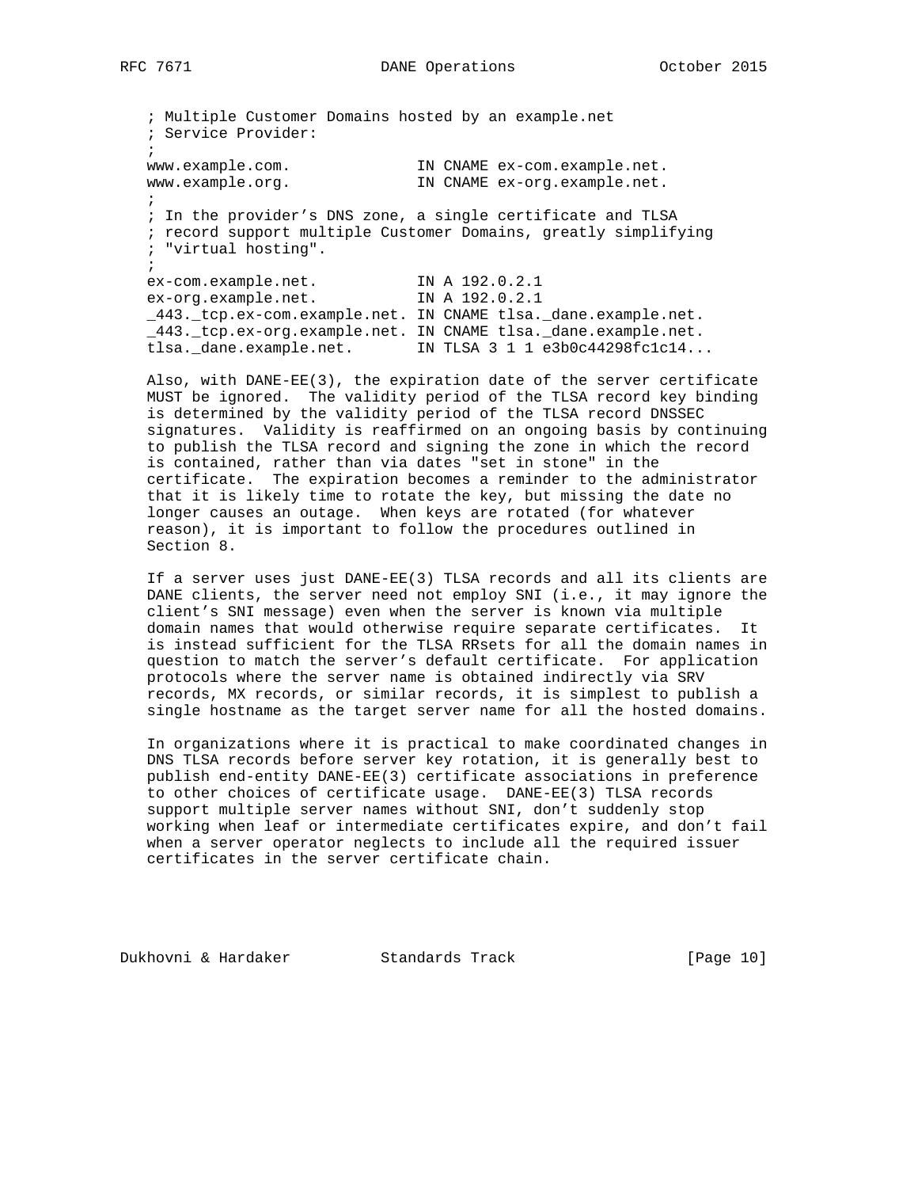```
; Multiple Customer Domains hosted by an example.net
; Service Provider:
;
www.example.com.             IN CNAME ex-com.example.net.
www.example.org.             IN CNAME ex-org.example.net.
;
; In the provider's DNS zone, a single certificate and TLSA
; record support multiple Customer Domains, greatly simplifying
; "virtual hosting".
;
ex-com.example.net.          IN A 192.0.2.1
ex-org.example.net.          IN A 192.0.2.1
_443._tcp.ex-com.example.net. IN CNAME tlsa._dane.example.net.
_443._tcp.ex-org.example.net. IN CNAME tlsa._dane.example.net.
tlsa._dane.example.net.      IN TLSA 3 1 1 e3b0c44298fc1c14...
```

Also, with DANE-EE(3), the expiration date of the server certificate MUST be ignored. The validity period of the TLSA record key binding is determined by the validity period of the TLSA record DNSSEC signatures. Validity is reaffirmed on an ongoing basis by continuing to publish the TLSA record and signing the zone in which the record is contained, rather than via dates "set in stone" in the certificate. The expiration becomes a reminder to the administrator that it is likely time to rotate the key, but missing the date no longer causes an outage. When keys are rotated (for whatever reason), it is important to follow the procedures outlined in Section 8.

If a server uses just DANE-EE(3) TLSA records and all its clients are DANE clients, the server need not employ SNI (i.e., it may ignore the client's SNI message) even when the server is known via multiple domain names that would otherwise require separate certificates. It is instead sufficient for the TLSA RRsets for all the domain names in question to match the server's default certificate. For application protocols where the server name is obtained indirectly via SRV records, MX records, or similar records, it is simplest to publish a single hostname as the target server name for all the hosted domains.

In organizations where it is practical to make coordinated changes in DNS TLSA records before server key rotation, it is generally best to publish end-entity DANE-EE(3) certificate associations in preference to other choices of certificate usage. DANE-EE(3) TLSA records support multiple server names without SNI, don't suddenly stop working when leaf or intermediate certificates expire, and don't fail when a server operator neglects to include all the required issuer certificates in the server certificate chain.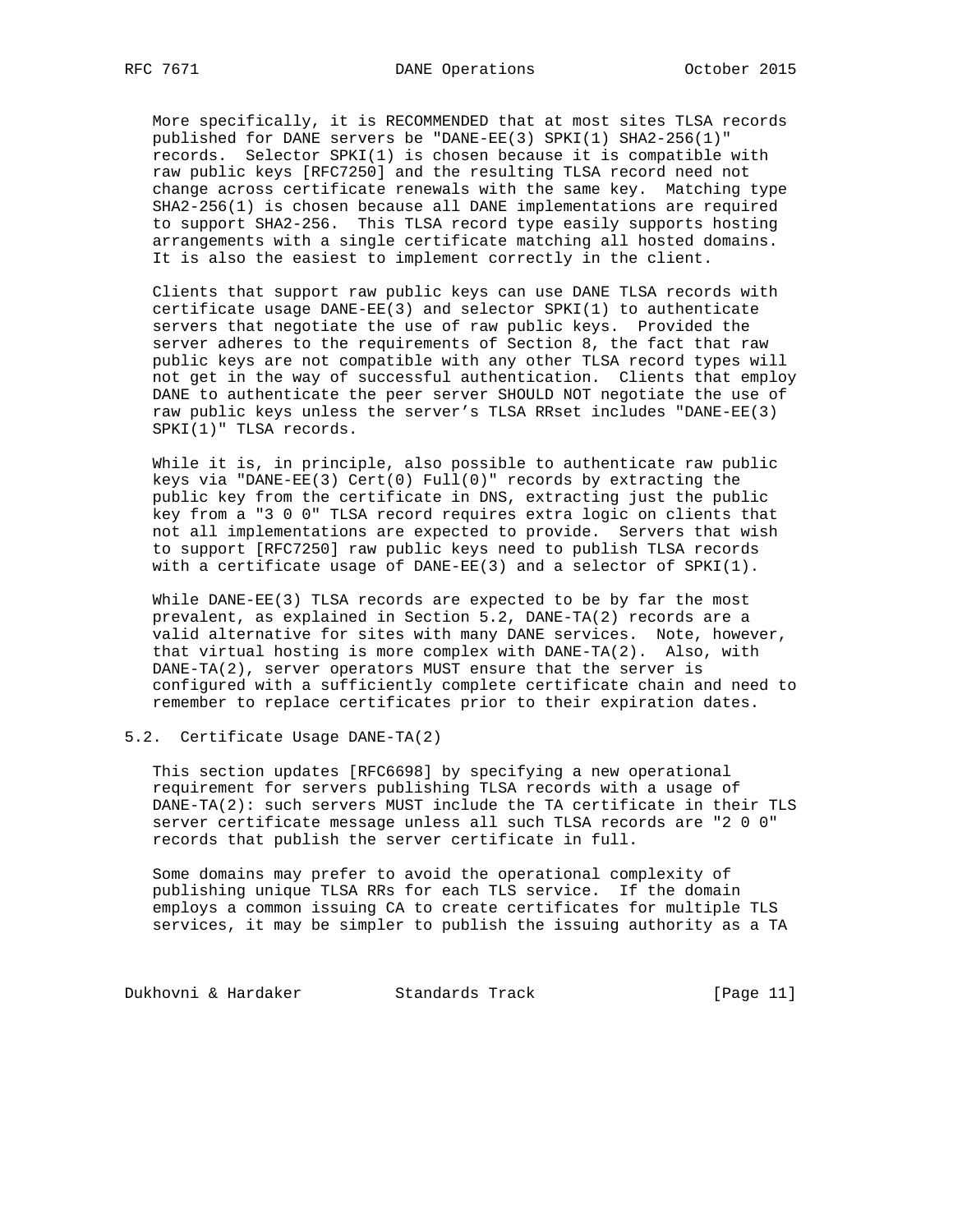More specifically, it is RECOMMENDED that at most sites TLSA records published for DANE servers be "DANE-EE(3) SPKI(1) SHA2-256(1)" records. Selector SPKI(1) is chosen because it is compatible with raw public keys [RFC7250] and the resulting TLSA record need not change across certificate renewals with the same key. Matching type SHA2-256(1) is chosen because all DANE implementations are required to support SHA2-256. This TLSA record type easily supports hosting arrangements with a single certificate matching all hosted domains. It is also the easiest to implement correctly in the client.

Clients that support raw public keys can use DANE TLSA records with certificate usage DANE-EE(3) and selector SPKI(1) to authenticate servers that negotiate the use of raw public keys. Provided the server adheres to the requirements of Section 8, the fact that raw public keys are not compatible with any other TLSA record types will not get in the way of successful authentication. Clients that employ DANE to authenticate the peer server SHOULD NOT negotiate the use of raw public keys unless the server's TLSA RRset includes "DANE-EE(3) SPKI(1)" TLSA records.

While it is, in principle, also possible to authenticate raw public keys via "DANE-EE(3) Cert(0) Full(0)" records by extracting the public key from the certificate in DNS, extracting just the public key from a "3 0 0" TLSA record requires extra logic on clients that not all implementations are expected to provide. Servers that wish to support [RFC7250] raw public keys need to publish TLSA records with a certificate usage of DANE-EE(3) and a selector of SPKI(1).

While DANE-EE(3) TLSA records are expected to be by far the most prevalent, as explained in Section 5.2, DANE-TA(2) records are a valid alternative for sites with many DANE services. Note, however, that virtual hosting is more complex with DANE-TA(2). Also, with DANE-TA(2), server operators MUST ensure that the server is configured with a sufficiently complete certificate chain and need to remember to replace certificates prior to their expiration dates.

## 5.2. Certificate Usage DANE-TA(2)

This section updates [RFC6698] by specifying a new operational requirement for servers publishing TLSA records with a usage of DANE-TA(2): such servers MUST include the TA certificate in their TLS server certificate message unless all such TLSA records are "2 0 0" records that publish the server certificate in full.

Some domains may prefer to avoid the operational complexity of publishing unique TLSA RRs for each TLS service. If the domain employs a common issuing CA to create certificates for multiple TLS services, it may be simpler to publish the issuing authority as a TA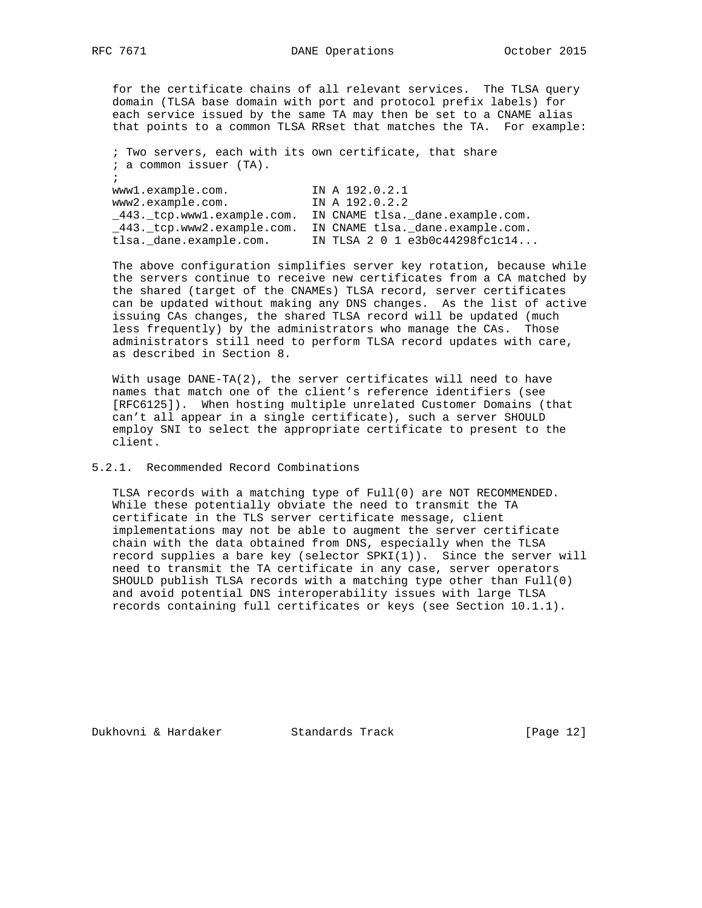for the certificate chains of all relevant services. The TLSA query domain (TLSA base domain with port and protocol prefix labels) for each service issued by the same TA may then be set to a CNAME alias that points to a common TLSA RRset that matches the TA. For example:

```
; Two servers, each with its own certificate, that share
; a common issuer (TA).
;
www1.example.com.            IN A 192.0.2.1
www2.example.com.            IN A 192.0.2.2
_443._tcp.www1.example.com.  IN CNAME tlsa._dane.example.com.
_443._tcp.www2.example.com.  IN CNAME tlsa._dane.example.com.
tlsa._dane.example.com.      IN TLSA 2 0 1 e3b0c44298fc1c14...
```

The above configuration simplifies server key rotation, because while the servers continue to receive new certificates from a CA matched by the shared (target of the CNAMEs) TLSA record, server certificates can be updated without making any DNS changes. As the list of active issuing CAs changes, the shared TLSA record will be updated (much less frequently) by the administrators who manage the CAs. Those administrators still need to perform TLSA record updates with care, as described in Section 8.

With usage DANE-TA(2), the server certificates will need to have names that match one of the client's reference identifiers (see [RFC6125]). When hosting multiple unrelated Customer Domains (that can't all appear in a single certificate), such a server SHOULD employ SNI to select the appropriate certificate to present to the client.

### 5.2.1. Recommended Record Combinations

TLSA records with a matching type of Full(0) are NOT RECOMMENDED. While these potentially obviate the need to transmit the TA certificate in the TLS server certificate message, client implementations may not be able to augment the server certificate chain with the data obtained from DNS, especially when the TLSA record supplies a bare key (selector SPKI(1)). Since the server will need to transmit the TA certificate in any case, server operators SHOULD publish TLSA records with a matching type other than Full(0) and avoid potential DNS interoperability issues with large TLSA records containing full certificates or keys (see Section 10.1.1).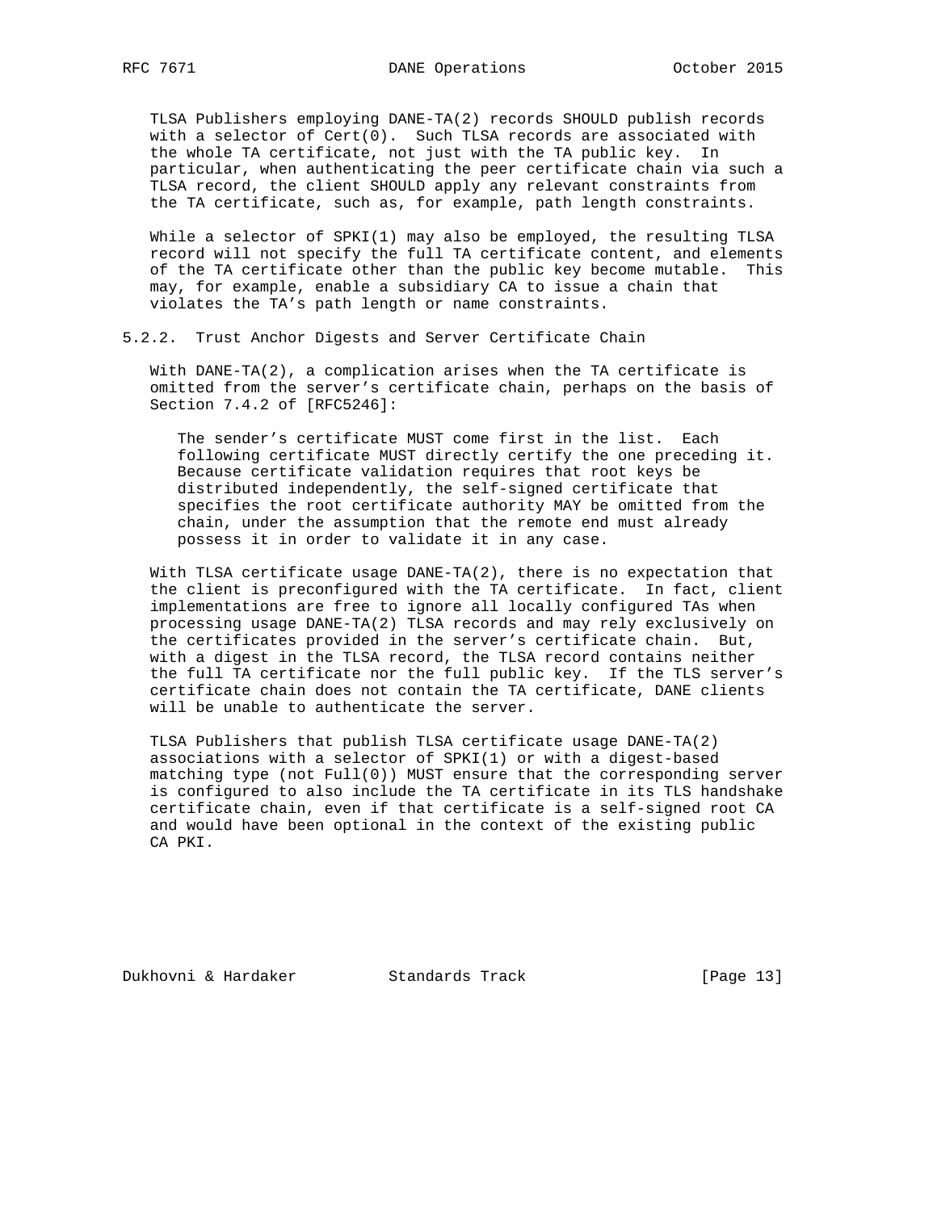TLSA Publishers employing DANE-TA(2) records SHOULD publish records with a selector of Cert(0). Such TLSA records are associated with the whole TA certificate, not just with the TA public key. In particular, when authenticating the peer certificate chain via such a TLSA record, the client SHOULD apply any relevant constraints from the TA certificate, such as, for example, path length constraints.

While a selector of SPKI(1) may also be employed, the resulting TLSA record will not specify the full TA certificate content, and elements of the TA certificate other than the public key become mutable. This may, for example, enable a subsidiary CA to issue a chain that violates the TA's path length or name constraints.

### 5.2.2. Trust Anchor Digests and Server Certificate Chain

With DANE-TA(2), a complication arises when the TA certificate is omitted from the server's certificate chain, perhaps on the basis of Section 7.4.2 of [RFC5246]:

> The sender's certificate MUST come first in the list. Each following certificate MUST directly certify the one preceding it. Because certificate validation requires that root keys be distributed independently, the self-signed certificate that specifies the root certificate authority MAY be omitted from the chain, under the assumption that the remote end must already possess it in order to validate it in any case.

With TLSA certificate usage DANE-TA(2), there is no expectation that the client is preconfigured with the TA certificate. In fact, client implementations are free to ignore all locally configured TAs when processing usage DANE-TA(2) TLSA records and may rely exclusively on the certificates provided in the server's certificate chain. But, with a digest in the TLSA record, the TLSA record contains neither the full TA certificate nor the full public key. If the TLS server's certificate chain does not contain the TA certificate, DANE clients will be unable to authenticate the server.

TLSA Publishers that publish TLSA certificate usage DANE-TA(2) associations with a selector of SPKI(1) or with a digest-based matching type (not Full(0)) MUST ensure that the corresponding server is configured to also include the TA certificate in its TLS handshake certificate chain, even if that certificate is a self-signed root CA and would have been optional in the context of the existing public CA PKI.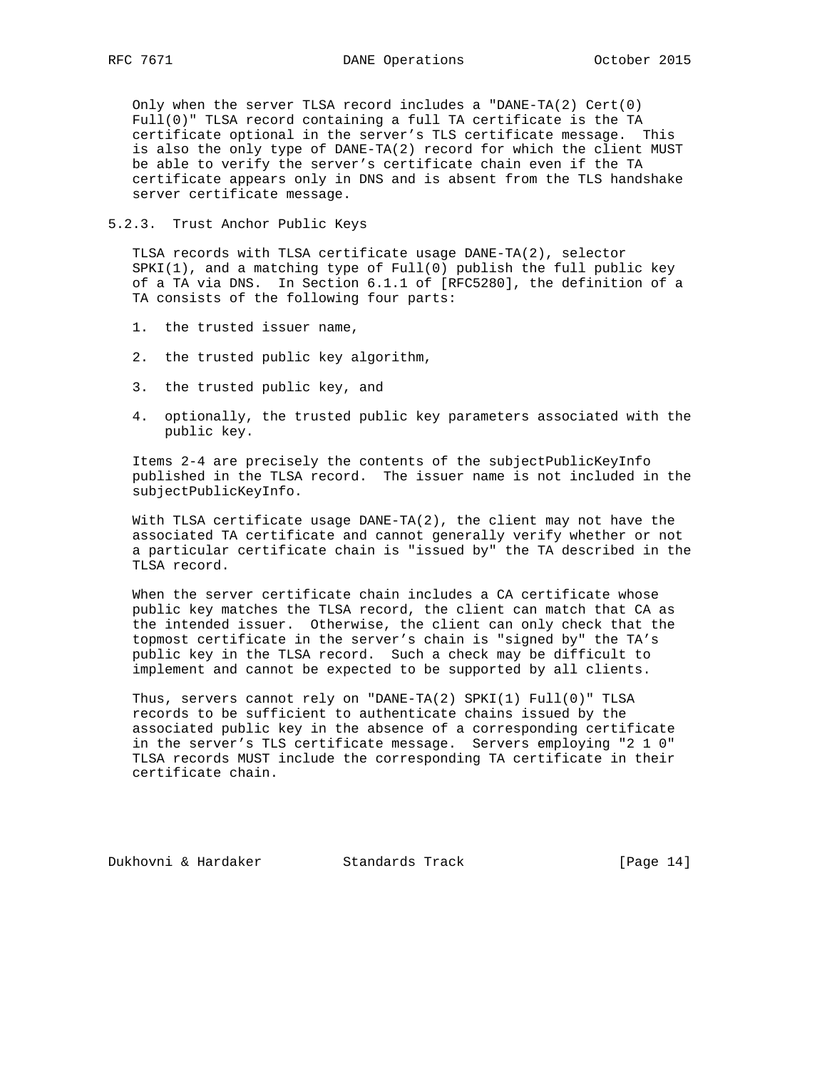Only when the server TLSA record includes a "DANE-TA(2) Cert(0) Full(0)" TLSA record containing a full TA certificate is the TA certificate optional in the server's TLS certificate message. This is also the only type of DANE-TA(2) record for which the client MUST be able to verify the server's certificate chain even if the TA certificate appears only in DNS and is absent from the TLS handshake server certificate message.

### 5.2.3. Trust Anchor Public Keys

TLSA records with TLSA certificate usage DANE-TA(2), selector SPKI(1), and a matching type of Full(0) publish the full public key of a TA via DNS. In Section 6.1.1 of [RFC5280], the definition of a TA consists of the following four parts:

1. the trusted issuer name,
2. the trusted public key algorithm,
3. the trusted public key, and
4. optionally, the trusted public key parameters associated with the public key.

Items 2-4 are precisely the contents of the subjectPublicKeyInfo published in the TLSA record. The issuer name is not included in the subjectPublicKeyInfo.

With TLSA certificate usage DANE-TA(2), the client may not have the associated TA certificate and cannot generally verify whether or not a particular certificate chain is "issued by" the TA described in the TLSA record.

When the server certificate chain includes a CA certificate whose public key matches the TLSA record, the client can match that CA as the intended issuer. Otherwise, the client can only check that the topmost certificate in the server's chain is "signed by" the TA's public key in the TLSA record. Such a check may be difficult to implement and cannot be expected to be supported by all clients.

Thus, servers cannot rely on "DANE-TA(2) SPKI(1) Full(0)" TLSA records to be sufficient to authenticate chains issued by the associated public key in the absence of a corresponding certificate in the server's TLS certificate message. Servers employing "2 1 0" TLSA records MUST include the corresponding TA certificate in their certificate chain.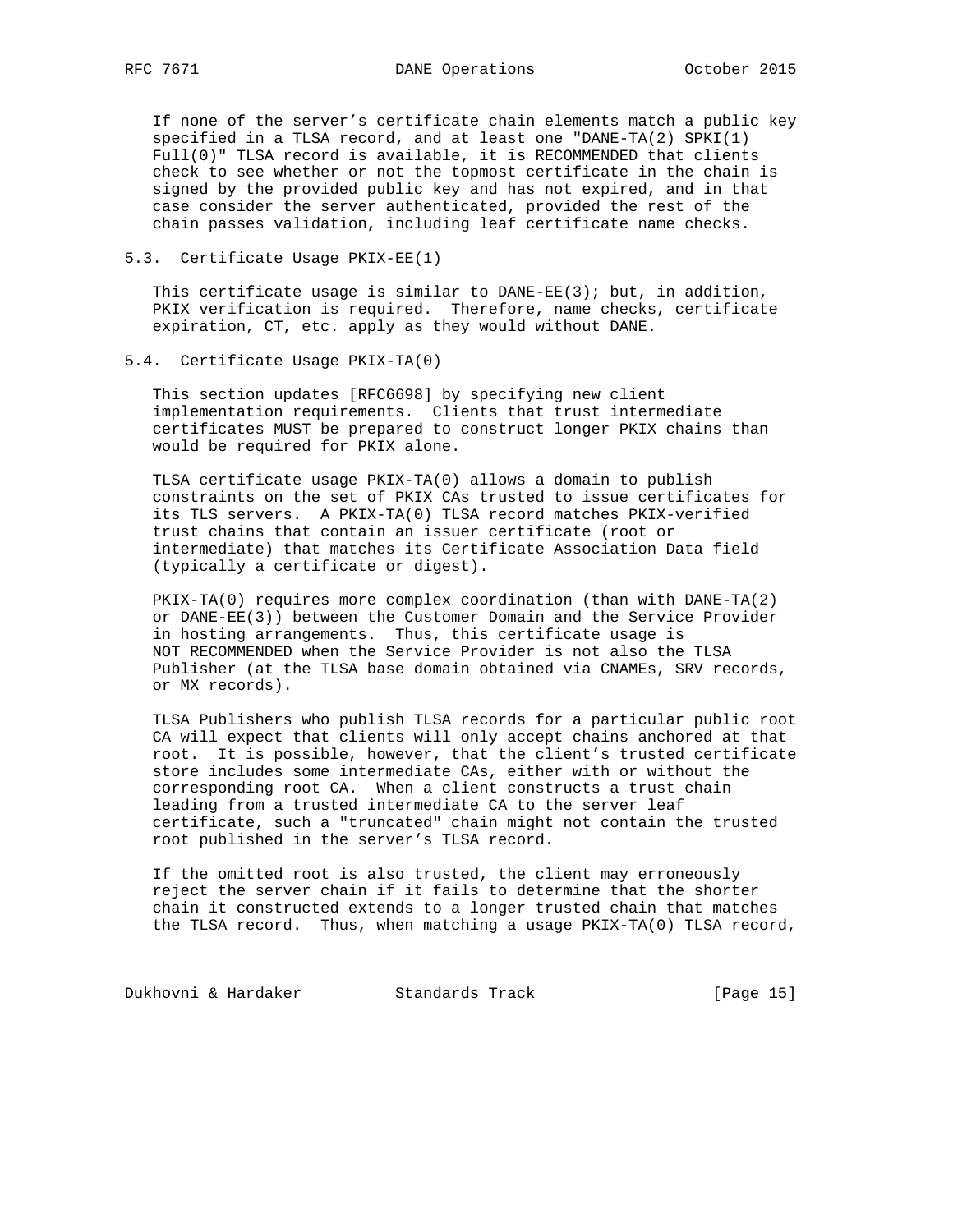If none of the server's certificate chain elements match a public key specified in a TLSA record, and at least one "DANE-TA(2) SPKI(1) Full(0)" TLSA record is available, it is RECOMMENDED that clients check to see whether or not the topmost certificate in the chain is signed by the provided public key and has not expired, and in that case consider the server authenticated, provided the rest of the chain passes validation, including leaf certificate name checks.

### 5.3. Certificate Usage PKIX-EE(1)

This certificate usage is similar to DANE-EE(3); but, in addition, PKIX verification is required. Therefore, name checks, certificate expiration, CT, etc. apply as they would without DANE.

### 5.4. Certificate Usage PKIX-TA(0)

This section updates [RFC6698] by specifying new client implementation requirements. Clients that trust intermediate certificates MUST be prepared to construct longer PKIX chains than would be required for PKIX alone.

TLSA certificate usage PKIX-TA(0) allows a domain to publish constraints on the set of PKIX CAs trusted to issue certificates for its TLS servers. A PKIX-TA(0) TLSA record matches PKIX-verified trust chains that contain an issuer certificate (root or intermediate) that matches its Certificate Association Data field (typically a certificate or digest).

PKIX-TA(0) requires more complex coordination (than with DANE-TA(2) or DANE-EE(3)) between the Customer Domain and the Service Provider in hosting arrangements. Thus, this certificate usage is NOT RECOMMENDED when the Service Provider is not also the TLSA Publisher (at the TLSA base domain obtained via CNAMEs, SRV records, or MX records).

TLSA Publishers who publish TLSA records for a particular public root CA will expect that clients will only accept chains anchored at that root. It is possible, however, that the client's trusted certificate store includes some intermediate CAs, either with or without the corresponding root CA. When a client constructs a trust chain leading from a trusted intermediate CA to the server leaf certificate, such a "truncated" chain might not contain the trusted root published in the server's TLSA record.

If the omitted root is also trusted, the client may erroneously reject the server chain if it fails to determine that the shorter chain it constructed extends to a longer trusted chain that matches the TLSA record. Thus, when matching a usage PKIX-TA(0) TLSA record,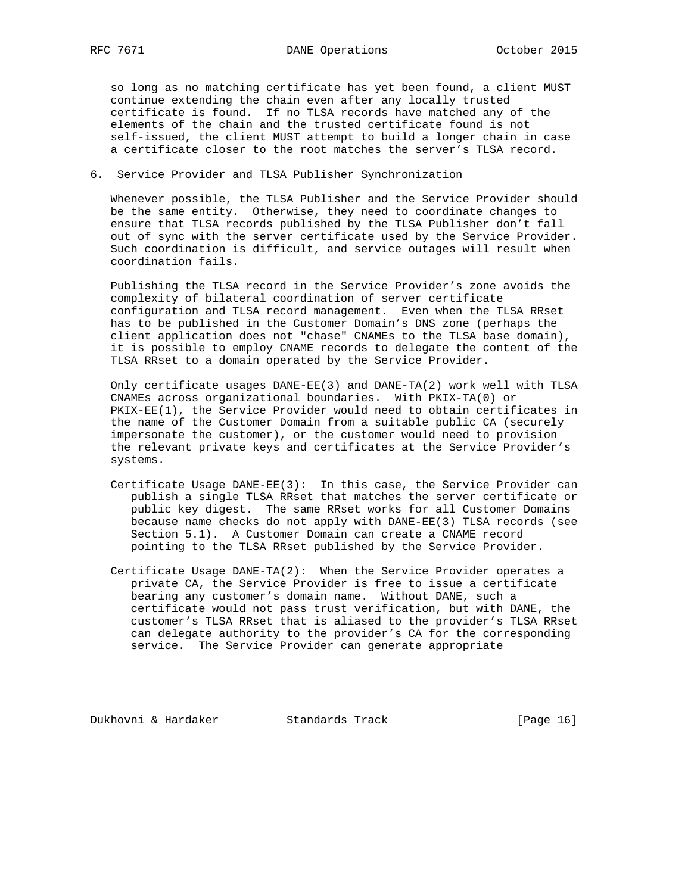so long as no matching certificate has yet been found, a client MUST continue extending the chain even after any locally trusted certificate is found. If no TLSA records have matched any of the elements of the chain and the trusted certificate found is not self-issued, the client MUST attempt to build a longer chain in case a certificate closer to the root matches the server's TLSA record.

## 6. Service Provider and TLSA Publisher Synchronization

Whenever possible, the TLSA Publisher and the Service Provider should be the same entity. Otherwise, they need to coordinate changes to ensure that TLSA records published by the TLSA Publisher don't fall out of sync with the server certificate used by the Service Provider. Such coordination is difficult, and service outages will result when coordination fails.

Publishing the TLSA record in the Service Provider's zone avoids the complexity of bilateral coordination of server certificate configuration and TLSA record management. Even when the TLSA RRset has to be published in the Customer Domain's DNS zone (perhaps the client application does not "chase" CNAMEs to the TLSA base domain), it is possible to employ CNAME records to delegate the content of the TLSA RRset to a domain operated by the Service Provider.

Only certificate usages DANE-EE(3) and DANE-TA(2) work well with TLSA CNAMEs across organizational boundaries. With PKIX-TA(0) or PKIX-EE(1), the Service Provider would need to obtain certificates in the name of the Customer Domain from a suitable public CA (securely impersonate the customer), or the customer would need to provision the relevant private keys and certificates at the Service Provider's systems.

Certificate Usage DANE-EE(3): In this case, the Service Provider can publish a single TLSA RRset that matches the server certificate or public key digest. The same RRset works for all Customer Domains because name checks do not apply with DANE-EE(3) TLSA records (see Section 5.1). A Customer Domain can create a CNAME record pointing to the TLSA RRset published by the Service Provider.

Certificate Usage DANE-TA(2): When the Service Provider operates a private CA, the Service Provider is free to issue a certificate bearing any customer's domain name. Without DANE, such a certificate would not pass trust verification, but with DANE, the customer's TLSA RRset that is aliased to the provider's TLSA RRset can delegate authority to the provider's CA for the corresponding service. The Service Provider can generate appropriate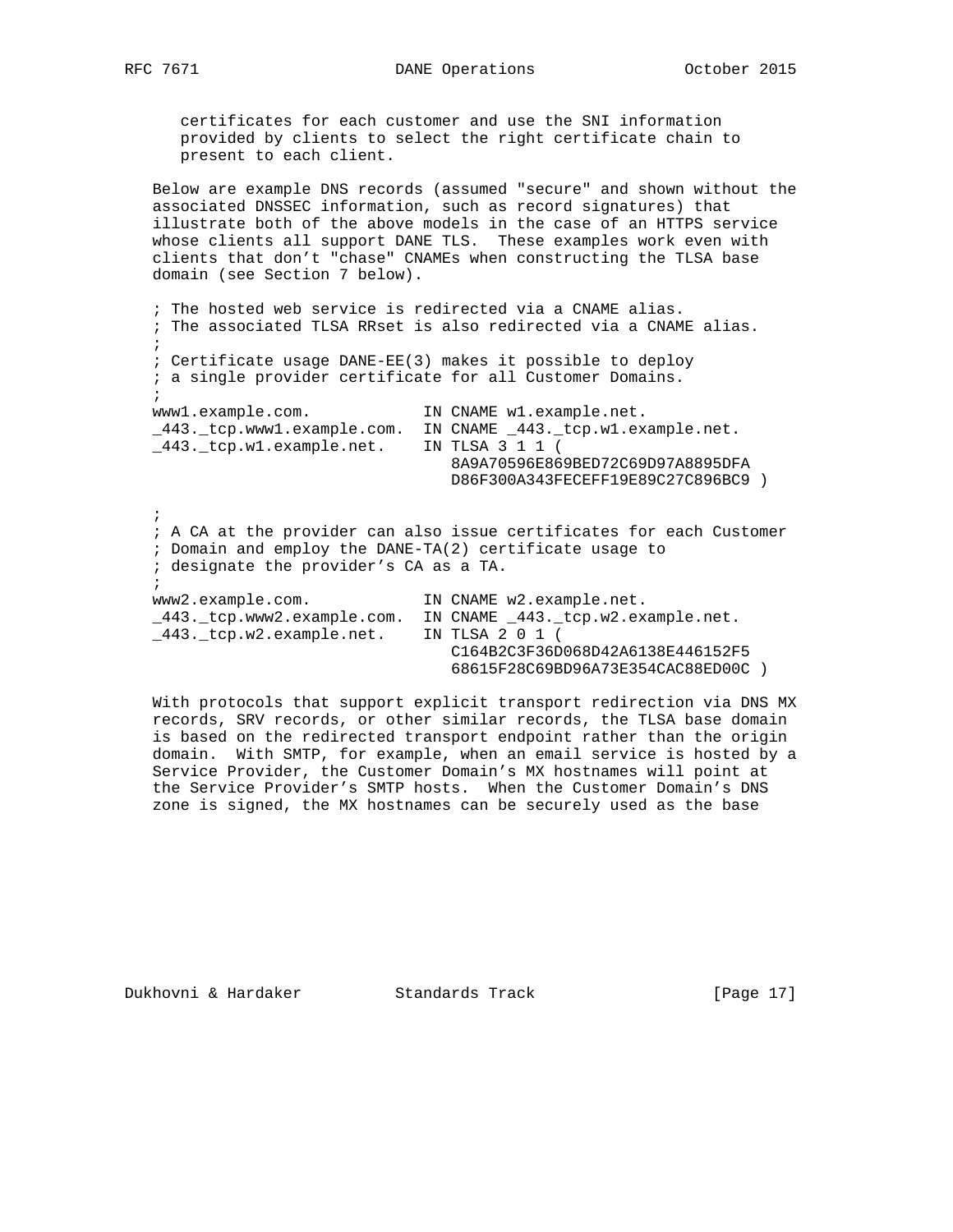certificates for each customer and use the SNI information provided by clients to select the right certificate chain to present to each client.

Below are example DNS records (assumed "secure" and shown without the associated DNSSEC information, such as record signatures) that illustrate both of the above models in the case of an HTTPS service whose clients all support DANE TLS. These examples work even with clients that don't "chase" CNAMEs when constructing the TLSA base domain (see Section 7 below).

```
; The hosted web service is redirected via a CNAME alias.
; The associated TLSA RRset is also redirected via a CNAME alias.
;
; Certificate usage DANE-EE(3) makes it possible to deploy
; a single provider certificate for all Customer Domains.
;
www1.example.com.            IN CNAME w1.example.net.
_443._tcp.www1.example.com.  IN CNAME _443._tcp.w1.example.net.
_443._tcp.w1.example.net.    IN TLSA 3 1 1 (
                                8A9A70596E869BED72C69D97A8895DFA
                                D86F300A343FECEFF19E89C27C896BC9 )

;
; A CA at the provider can also issue certificates for each Customer
; Domain and employ the DANE-TA(2) certificate usage to
; designate the provider's CA as a TA.
;
www2.example.com.            IN CNAME w2.example.net.
_443._tcp.www2.example.com.  IN CNAME _443._tcp.w2.example.net.
_443._tcp.w2.example.net.    IN TLSA 2 0 1 (
                                C164B2C3F36D068D42A6138E446152F5
                                68615F28C69BD96A73E354CAC88ED00C )
```

With protocols that support explicit transport redirection via DNS MX records, SRV records, or other similar records, the TLSA base domain is based on the redirected transport endpoint rather than the origin domain. With SMTP, for example, when an email service is hosted by a Service Provider, the Customer Domain's MX hostnames will point at the Service Provider's SMTP hosts. When the Customer Domain's DNS zone is signed, the MX hostnames can be securely used as the base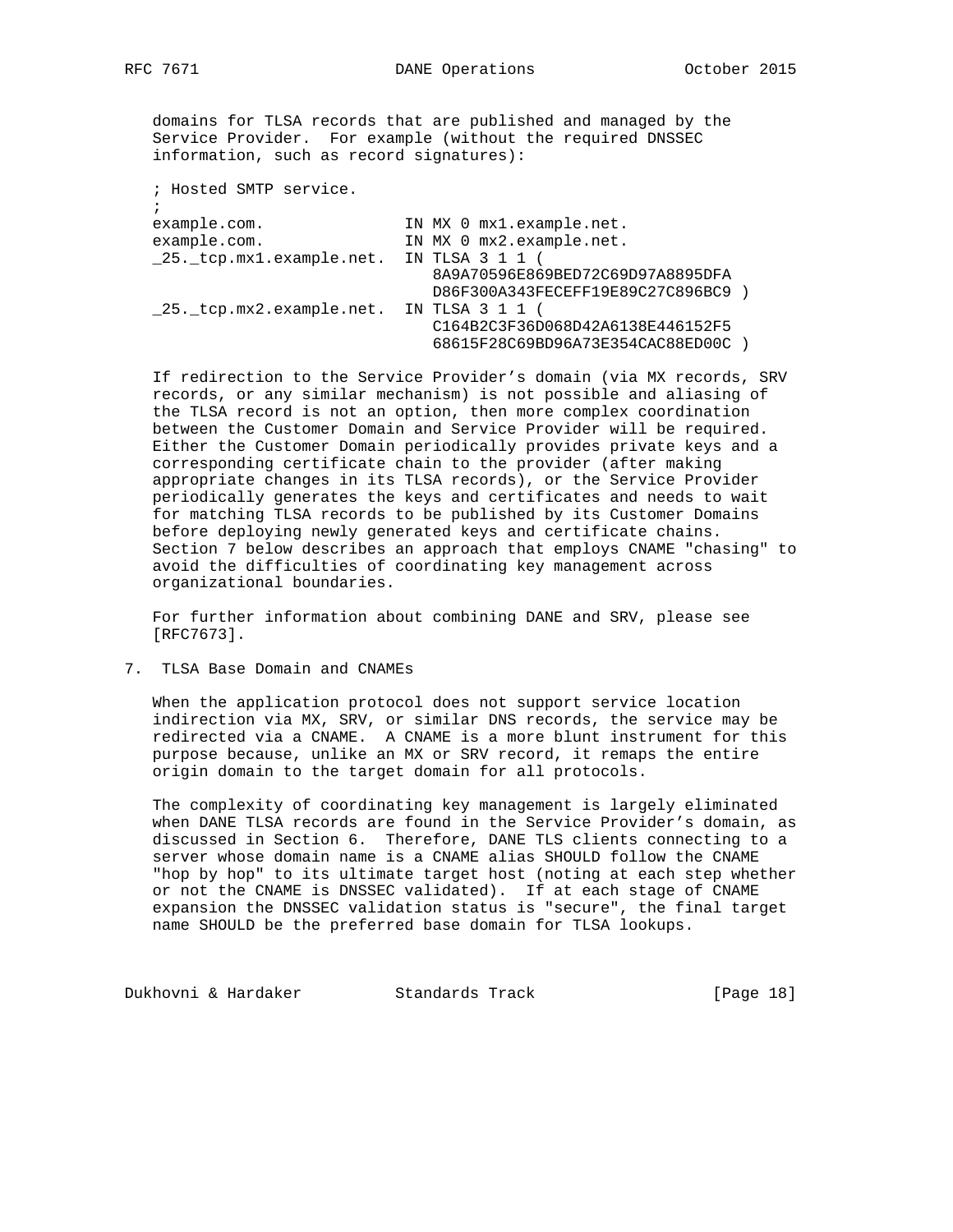domains for TLSA records that are published and managed by the Service Provider. For example (without the required DNSSEC information, such as record signatures):

```
; Hosted SMTP service.
;
example.com.               IN MX 0 mx1.example.net.
example.com.               IN MX 0 mx2.example.net.
_25._tcp.mx1.example.net.  IN TLSA 3 1 1 (
                              8A9A70596E869BED72C69D97A8895DFA
                              D86F300A343FECEFF19E89C27C896BC9 )
_25._tcp.mx2.example.net.  IN TLSA 3 1 1 (
                              C164B2C3F36D068D42A6138E446152F5
                              68615F28C69BD96A73E354CAC88ED00C )
```

If redirection to the Service Provider's domain (via MX records, SRV records, or any similar mechanism) is not possible and aliasing of the TLSA record is not an option, then more complex coordination between the Customer Domain and Service Provider will be required. Either the Customer Domain periodically provides private keys and a corresponding certificate chain to the provider (after making appropriate changes in its TLSA records), or the Service Provider periodically generates the keys and certificates and needs to wait for matching TLSA records to be published by its Customer Domains before deploying newly generated keys and certificate chains. Section 7 below describes an approach that employs CNAME "chasing" to avoid the difficulties of coordinating key management across organizational boundaries.

For further information about combining DANE and SRV, please see [RFC7673].

## 7. TLSA Base Domain and CNAMEs

When the application protocol does not support service location indirection via MX, SRV, or similar DNS records, the service may be redirected via a CNAME. A CNAME is a more blunt instrument for this purpose because, unlike an MX or SRV record, it remaps the entire origin domain to the target domain for all protocols.

The complexity of coordinating key management is largely eliminated when DANE TLSA records are found in the Service Provider's domain, as discussed in Section 6. Therefore, DANE TLS clients connecting to a server whose domain name is a CNAME alias SHOULD follow the CNAME "hop by hop" to its ultimate target host (noting at each step whether or not the CNAME is DNSSEC validated). If at each stage of CNAME expansion the DNSSEC validation status is "secure", the final target name SHOULD be the preferred base domain for TLSA lookups.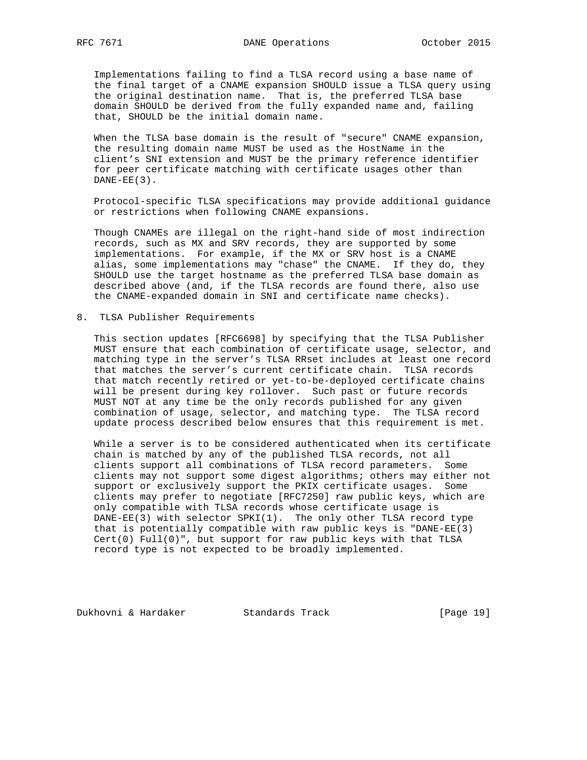Implementations failing to find a TLSA record using a base name of the final target of a CNAME expansion SHOULD issue a TLSA query using the original destination name. That is, the preferred TLSA base domain SHOULD be derived from the fully expanded name and, failing that, SHOULD be the initial domain name.

When the TLSA base domain is the result of "secure" CNAME expansion, the resulting domain name MUST be used as the HostName in the client's SNI extension and MUST be the primary reference identifier for peer certificate matching with certificate usages other than DANE-EE(3).

Protocol-specific TLSA specifications may provide additional guidance or restrictions when following CNAME expansions.

Though CNAMEs are illegal on the right-hand side of most indirection records, such as MX and SRV records, they are supported by some implementations. For example, if the MX or SRV host is a CNAME alias, some implementations may "chase" the CNAME. If they do, they SHOULD use the target hostname as the preferred TLSA base domain as described above (and, if the TLSA records are found there, also use the CNAME-expanded domain in SNI and certificate name checks).

## 8. TLSA Publisher Requirements

This section updates [RFC6698] by specifying that the TLSA Publisher MUST ensure that each combination of certificate usage, selector, and matching type in the server's TLSA RRset includes at least one record that matches the server's current certificate chain. TLSA records that match recently retired or yet-to-be-deployed certificate chains will be present during key rollover. Such past or future records MUST NOT at any time be the only records published for any given combination of usage, selector, and matching type. The TLSA record update process described below ensures that this requirement is met.

While a server is to be considered authenticated when its certificate chain is matched by any of the published TLSA records, not all clients support all combinations of TLSA record parameters. Some clients may not support some digest algorithms; others may either not support or exclusively support the PKIX certificate usages. Some clients may prefer to negotiate [RFC7250] raw public keys, which are only compatible with TLSA records whose certificate usage is DANE-EE(3) with selector SPKI(1). The only other TLSA record type that is potentially compatible with raw public keys is "DANE-EE(3) Cert(0) Full(0)", but support for raw public keys with that TLSA record type is not expected to be broadly implemented.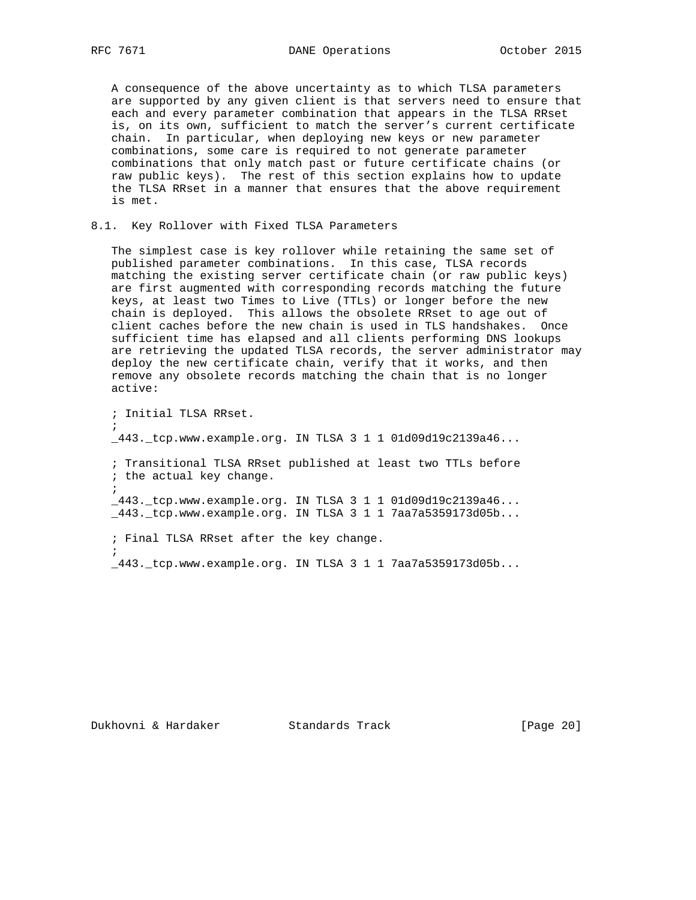A consequence of the above uncertainty as to which TLSA parameters are supported by any given client is that servers need to ensure that each and every parameter combination that appears in the TLSA RRset is, on its own, sufficient to match the server's current certificate chain. In particular, when deploying new keys or new parameter combinations, some care is required to not generate parameter combinations that only match past or future certificate chains (or raw public keys). The rest of this section explains how to update the TLSA RRset in a manner that ensures that the above requirement is met.

## 8.1. Key Rollover with Fixed TLSA Parameters

The simplest case is key rollover while retaining the same set of published parameter combinations. In this case, TLSA records matching the existing server certificate chain (or raw public keys) are first augmented with corresponding records matching the future keys, at least two Times to Live (TTLs) or longer before the new chain is deployed. This allows the obsolete RRset to age out of client caches before the new chain is used in TLS handshakes. Once sufficient time has elapsed and all clients performing DNS lookups are retrieving the updated TLSA records, the server administrator may deploy the new certificate chain, verify that it works, and then remove any obsolete records matching the chain that is no longer active:

```
; Initial TLSA RRset.
;
_443._tcp.www.example.org. IN TLSA 3 1 1 01d09d19c2139a46...

; Transitional TLSA RRset published at least two TTLs before
; the actual key change.
;
_443._tcp.www.example.org. IN TLSA 3 1 1 01d09d19c2139a46...
_443._tcp.www.example.org. IN TLSA 3 1 1 7aa7a5359173d05b...

; Final TLSA RRset after the key change.
;
_443._tcp.www.example.org. IN TLSA 3 1 1 7aa7a5359173d05b...
```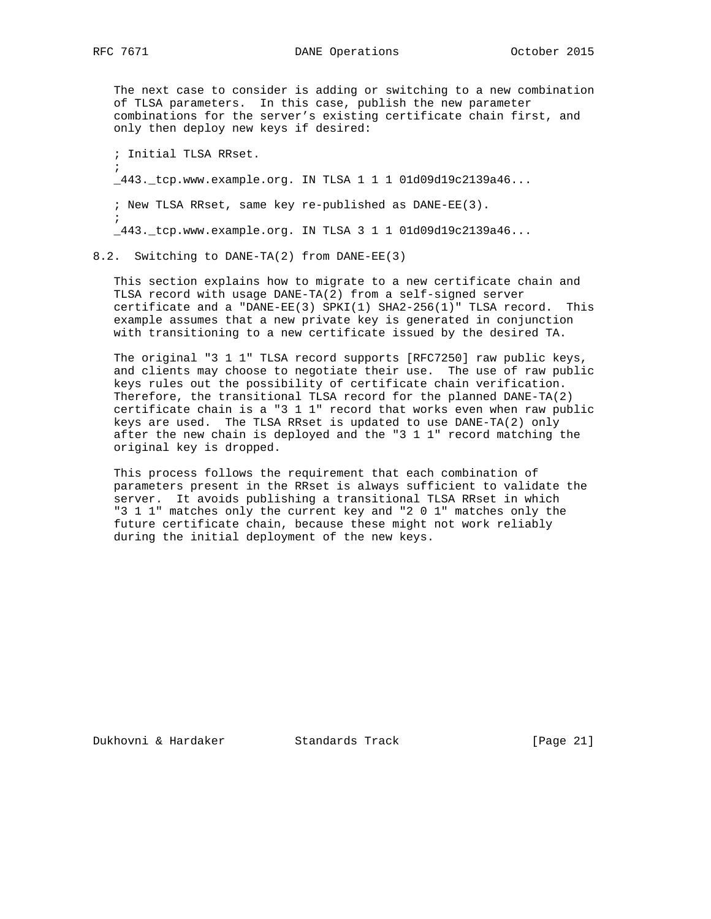The next case to consider is adding or switching to a new combination of TLSA parameters. In this case, publish the new parameter combinations for the server's existing certificate chain first, and only then deploy new keys if desired:

```
; Initial TLSA RRset.
;
_443._tcp.www.example.org. IN TLSA 1 1 1 01d09d19c2139a46...

; New TLSA RRset, same key re-published as DANE-EE(3).
;
_443._tcp.www.example.org. IN TLSA 3 1 1 01d09d19c2139a46...
```

## 8.2. Switching to DANE-TA(2) from DANE-EE(3)

This section explains how to migrate to a new certificate chain and TLSA record with usage DANE-TA(2) from a self-signed server certificate and a "DANE-EE(3) SPKI(1) SHA2-256(1)" TLSA record. This example assumes that a new private key is generated in conjunction with transitioning to a new certificate issued by the desired TA.

The original "3 1 1" TLSA record supports [RFC7250] raw public keys, and clients may choose to negotiate their use. The use of raw public keys rules out the possibility of certificate chain verification. Therefore, the transitional TLSA record for the planned DANE-TA(2) certificate chain is a "3 1 1" record that works even when raw public keys are used. The TLSA RRset is updated to use DANE-TA(2) only after the new chain is deployed and the "3 1 1" record matching the original key is dropped.

This process follows the requirement that each combination of parameters present in the RRset is always sufficient to validate the server. It avoids publishing a transitional TLSA RRset in which "3 1 1" matches only the current key and "2 0 1" matches only the future certificate chain, because these might not work reliably during the initial deployment of the new keys.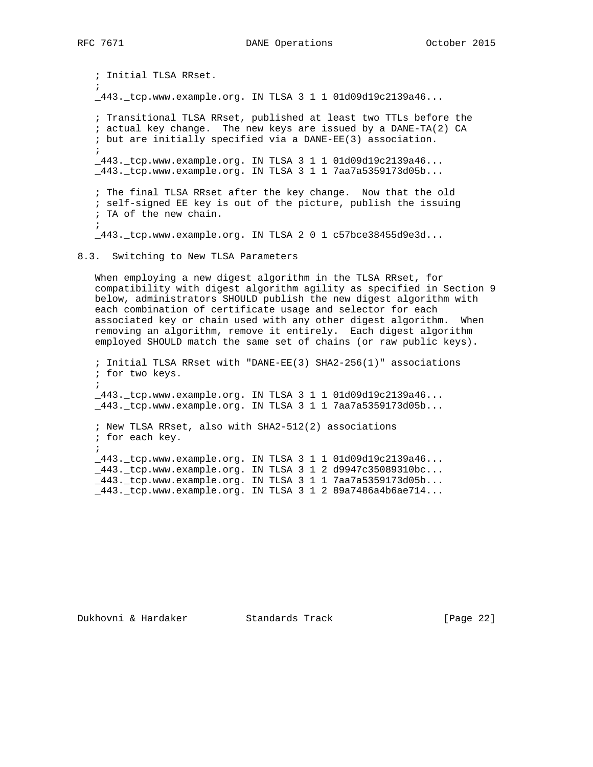```
; Initial TLSA RRset.
;
_443._tcp.www.example.org. IN TLSA 3 1 1 01d09d19c2139a46...

; Transitional TLSA RRset, published at least two TTLs before the
; actual key change.  The new keys are issued by a DANE-TA(2) CA
; but are initially specified via a DANE-EE(3) association.
;
_443._tcp.www.example.org. IN TLSA 3 1 1 01d09d19c2139a46...
_443._tcp.www.example.org. IN TLSA 3 1 1 7aa7a5359173d05b...

; The final TLSA RRset after the key change.  Now that the old
; self-signed EE key is out of the picture, publish the issuing
; TA of the new chain.
;
_443._tcp.www.example.org. IN TLSA 2 0 1 c57bce38455d9e3d...
```

## 8.3. Switching to New TLSA Parameters

When employing a new digest algorithm in the TLSA RRset, for compatibility with digest algorithm agility as specified in Section 9 below, administrators SHOULD publish the new digest algorithm with each combination of certificate usage and selector for each associated key or chain used with any other digest algorithm. When removing an algorithm, remove it entirely. Each digest algorithm employed SHOULD match the same set of chains (or raw public keys).

```
; Initial TLSA RRset with "DANE-EE(3) SHA2-256(1)" associations
; for two keys.
;
_443._tcp.www.example.org. IN TLSA 3 1 1 01d09d19c2139a46...
_443._tcp.www.example.org. IN TLSA 3 1 1 7aa7a5359173d05b...

; New TLSA RRset, also with SHA2-512(2) associations
; for each key.
;
_443._tcp.www.example.org. IN TLSA 3 1 1 01d09d19c2139a46...
_443._tcp.www.example.org. IN TLSA 3 1 2 d9947c35089310bc...
_443._tcp.www.example.org. IN TLSA 3 1 1 7aa7a5359173d05b...
_443._tcp.www.example.org. IN TLSA 3 1 2 89a7486a4b6ae714...
```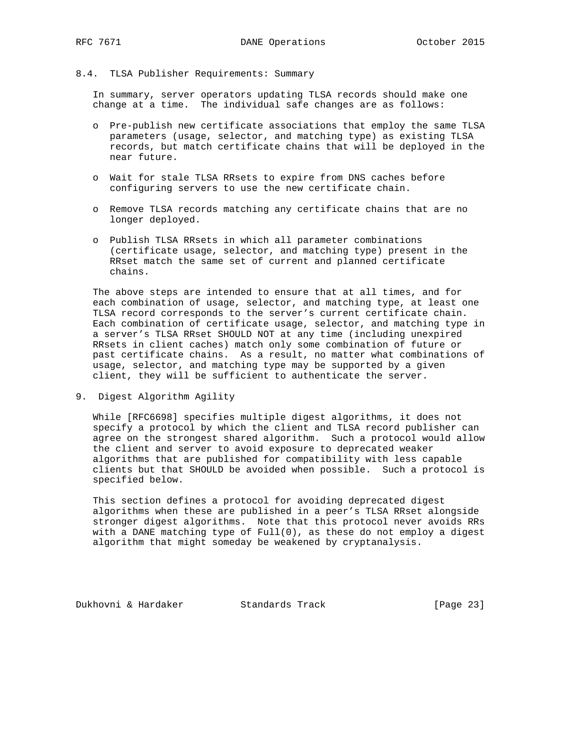### 8.4. TLSA Publisher Requirements: Summary

In summary, server operators updating TLSA records should make one change at a time. The individual safe changes are as follows:

- Pre-publish new certificate associations that employ the same TLSA parameters (usage, selector, and matching type) as existing TLSA records, but match certificate chains that will be deployed in the near future.
- Wait for stale TLSA RRsets to expire from DNS caches before configuring servers to use the new certificate chain.
- Remove TLSA records matching any certificate chains that are no longer deployed.
- Publish TLSA RRsets in which all parameter combinations (certificate usage, selector, and matching type) present in the RRset match the same set of current and planned certificate chains.

The above steps are intended to ensure that at all times, and for each combination of usage, selector, and matching type, at least one TLSA record corresponds to the server's current certificate chain. Each combination of certificate usage, selector, and matching type in a server's TLSA RRset SHOULD NOT at any time (including unexpired RRsets in client caches) match only some combination of future or past certificate chains. As a result, no matter what combinations of usage, selector, and matching type may be supported by a given client, they will be sufficient to authenticate the server.

## 9. Digest Algorithm Agility

While [RFC6698] specifies multiple digest algorithms, it does not specify a protocol by which the client and TLSA record publisher can agree on the strongest shared algorithm. Such a protocol would allow the client and server to avoid exposure to deprecated weaker algorithms that are published for compatibility with less capable clients but that SHOULD be avoided when possible. Such a protocol is specified below.

This section defines a protocol for avoiding deprecated digest algorithms when these are published in a peer's TLSA RRset alongside stronger digest algorithms. Note that this protocol never avoids RRs with a DANE matching type of Full(0), as these do not employ a digest algorithm that might someday be weakened by cryptanalysis.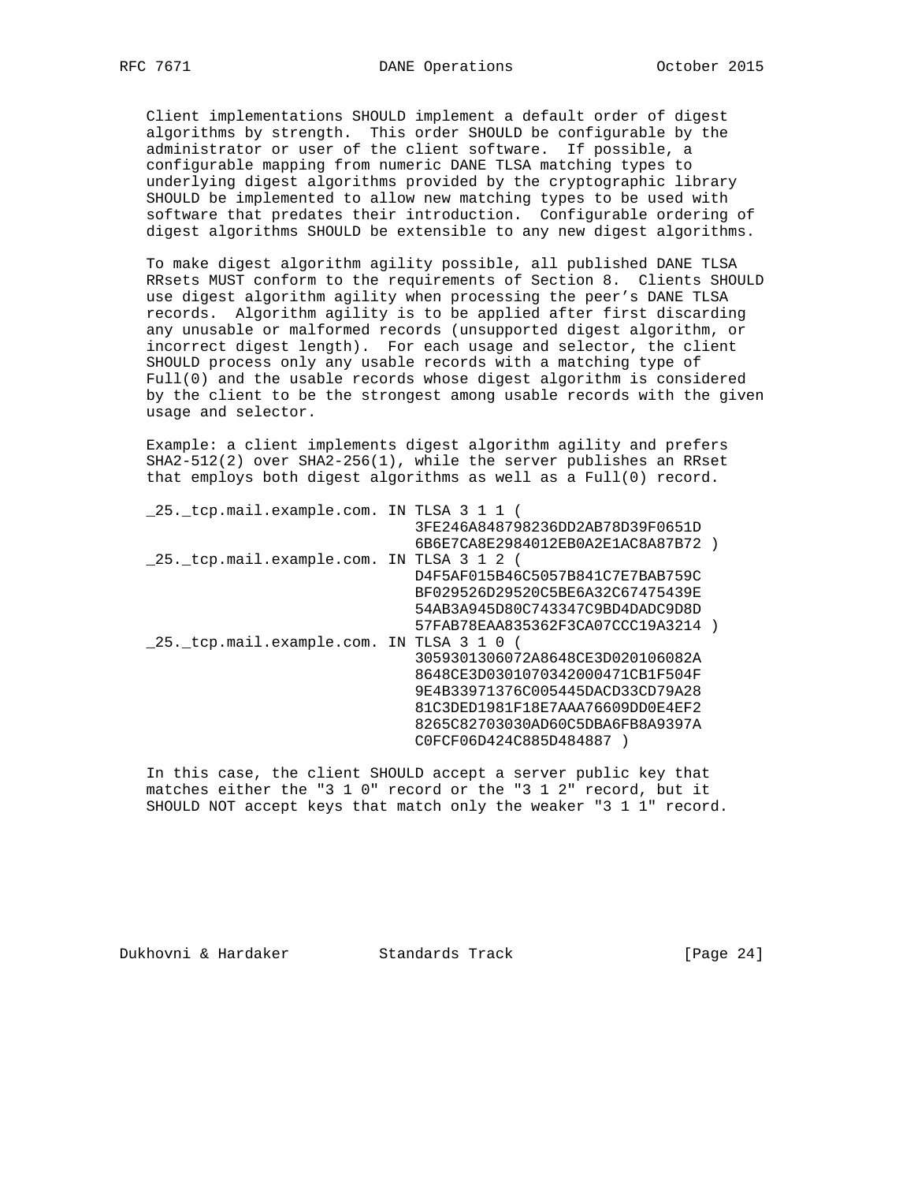Client implementations SHOULD implement a default order of digest algorithms by strength. This order SHOULD be configurable by the administrator or user of the client software. If possible, a configurable mapping from numeric DANE TLSA matching types to underlying digest algorithms provided by the cryptographic library SHOULD be implemented to allow new matching types to be used with software that predates their introduction. Configurable ordering of digest algorithms SHOULD be extensible to any new digest algorithms.

To make digest algorithm agility possible, all published DANE TLSA RRsets MUST conform to the requirements of Section 8. Clients SHOULD use digest algorithm agility when processing the peer's DANE TLSA records. Algorithm agility is to be applied after first discarding any unusable or malformed records (unsupported digest algorithm, or incorrect digest length). For each usage and selector, the client SHOULD process only any usable records with a matching type of Full(0) and the usable records whose digest algorithm is considered by the client to be the strongest among usable records with the given usage and selector.

Example: a client implements digest algorithm agility and prefers SHA2-512(2) over SHA2-256(1), while the server publishes an RRset that employs both digest algorithms as well as a Full(0) record.

```
_25._tcp.mail.example.com. IN TLSA 3 1 1 (
                              3FE246A848798236DD2AB78D39F0651D
                              6B6E7CA8E2984012EB0A2E1AC8A87B72 )
_25._tcp.mail.example.com. IN TLSA 3 1 2 (
                              D4F5AF015B46C5057B841C7E7BAB759C
                              BF029526D29520C5BE6A32C67475439E
                              54AB3A945D80C743347C9BD4DADC9D8D
                              57FAB78EAA835362F3CA07CCC19A3214 )
_25._tcp.mail.example.com. IN TLSA 3 1 0 (
                              3059301306072A8648CE3D020106082A
                              8648CE3D0301070342000471CB1F504F
                              9E4B33971376C005445DACD33CD79A28
                              81C3DED1981F18E7AAA76609DD0E4EF2
                              8265C82703030AD60C5DBA6FB8A9397A
                              C0FCF06D424C885D484887 )
```

In this case, the client SHOULD accept a server public key that matches either the "3 1 0" record or the "3 1 2" record, but it SHOULD NOT accept keys that match only the weaker "3 1 1" record.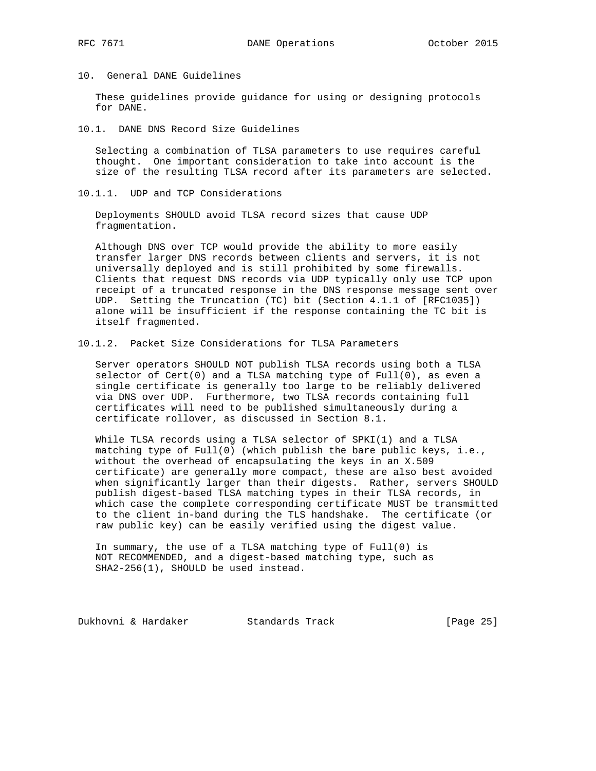## 10. General DANE Guidelines

These guidelines provide guidance for using or designing protocols for DANE.

### 10.1. DANE DNS Record Size Guidelines

Selecting a combination of TLSA parameters to use requires careful thought. One important consideration to take into account is the size of the resulting TLSA record after its parameters are selected.

#### 10.1.1. UDP and TCP Considerations

Deployments SHOULD avoid TLSA record sizes that cause UDP fragmentation.

Although DNS over TCP would provide the ability to more easily transfer larger DNS records between clients and servers, it is not universally deployed and is still prohibited by some firewalls. Clients that request DNS records via UDP typically only use TCP upon receipt of a truncated response in the DNS response message sent over UDP. Setting the Truncation (TC) bit (Section 4.1.1 of [RFC1035]) alone will be insufficient if the response containing the TC bit is itself fragmented.

#### 10.1.2. Packet Size Considerations for TLSA Parameters

Server operators SHOULD NOT publish TLSA records using both a TLSA selector of Cert(0) and a TLSA matching type of Full(0), as even a single certificate is generally too large to be reliably delivered via DNS over UDP. Furthermore, two TLSA records containing full certificates will need to be published simultaneously during a certificate rollover, as discussed in Section 8.1.

While TLSA records using a TLSA selector of SPKI(1) and a TLSA matching type of Full(0) (which publish the bare public keys, i.e., without the overhead of encapsulating the keys in an X.509 certificate) are generally more compact, these are also best avoided when significantly larger than their digests. Rather, servers SHOULD publish digest-based TLSA matching types in their TLSA records, in which case the complete corresponding certificate MUST be transmitted to the client in-band during the TLS handshake. The certificate (or raw public key) can be easily verified using the digest value.

In summary, the use of a TLSA matching type of Full(0) is NOT RECOMMENDED, and a digest-based matching type, such as SHA2-256(1), SHOULD be used instead.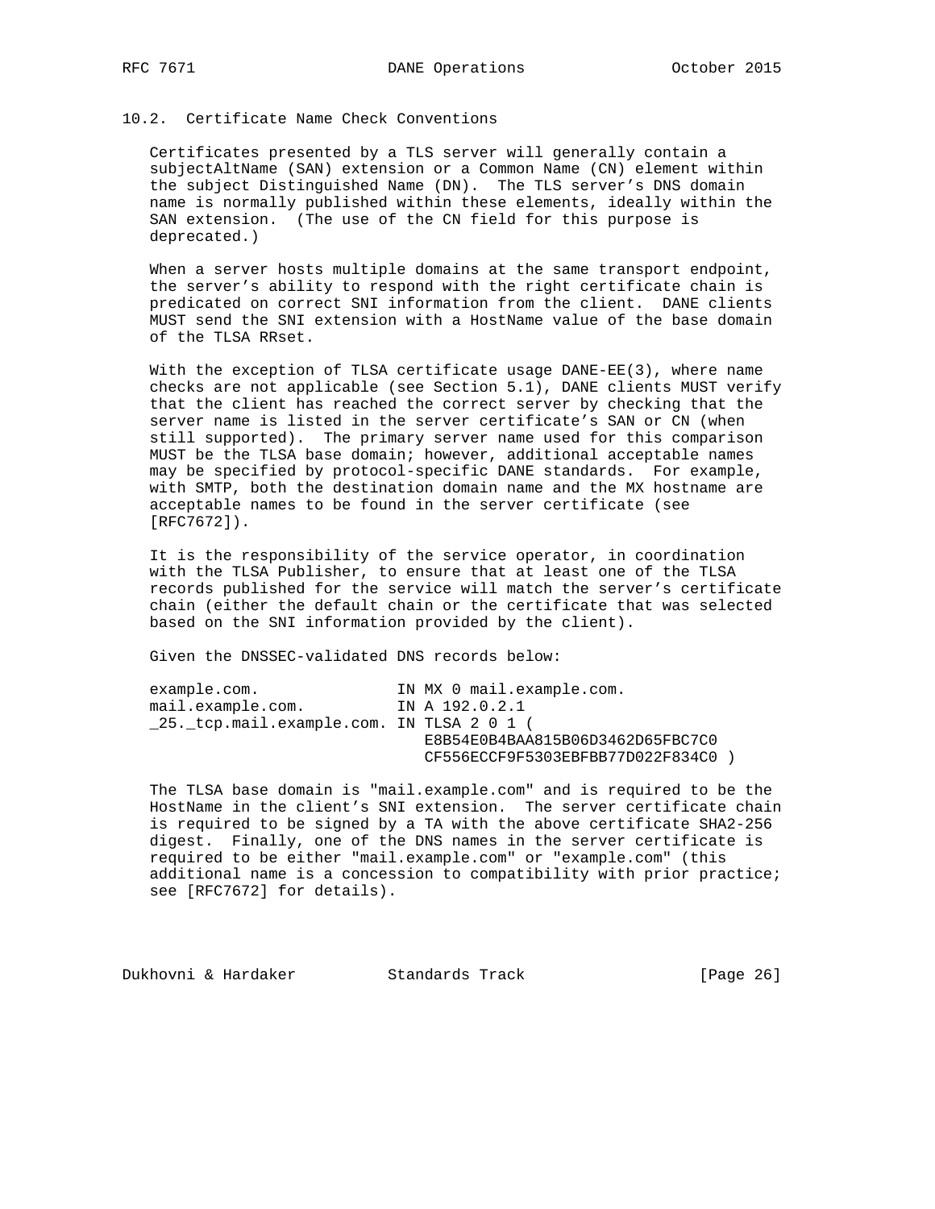### 10.2. Certificate Name Check Conventions

Certificates presented by a TLS server will generally contain a subjectAltName (SAN) extension or a Common Name (CN) element within the subject Distinguished Name (DN). The TLS server's DNS domain name is normally published within these elements, ideally within the SAN extension. (The use of the CN field for this purpose is deprecated.)

When a server hosts multiple domains at the same transport endpoint, the server's ability to respond with the right certificate chain is predicated on correct SNI information from the client. DANE clients MUST send the SNI extension with a HostName value of the base domain of the TLSA RRset.

With the exception of TLSA certificate usage DANE-EE(3), where name checks are not applicable (see Section 5.1), DANE clients MUST verify that the client has reached the correct server by checking that the server name is listed in the server certificate's SAN or CN (when still supported). The primary server name used for this comparison MUST be the TLSA base domain; however, additional acceptable names may be specified by protocol-specific DANE standards. For example, with SMTP, both the destination domain name and the MX hostname are acceptable names to be found in the server certificate (see [RFC7672]).

It is the responsibility of the service operator, in coordination with the TLSA Publisher, to ensure that at least one of the TLSA records published for the service will match the server's certificate chain (either the default chain or the certificate that was selected based on the SNI information provided by the client).

Given the DNSSEC-validated DNS records below:

```
example.com.                IN MX 0 mail.example.com.
mail.example.com.           IN A 192.0.2.1
_25._tcp.mail.example.com. IN TLSA 2 0 1 (
                              E8B54E0B4BAA815B06D3462D65FBC7C0
                              CF556ECCF9F5303EBFBB77D022F834C0 )
```

The TLSA base domain is "mail.example.com" and is required to be the HostName in the client's SNI extension. The server certificate chain is required to be signed by a TA with the above certificate SHA2-256 digest. Finally, one of the DNS names in the server certificate is required to be either "mail.example.com" or "example.com" (this additional name is a concession to compatibility with prior practice; see [RFC7672] for details).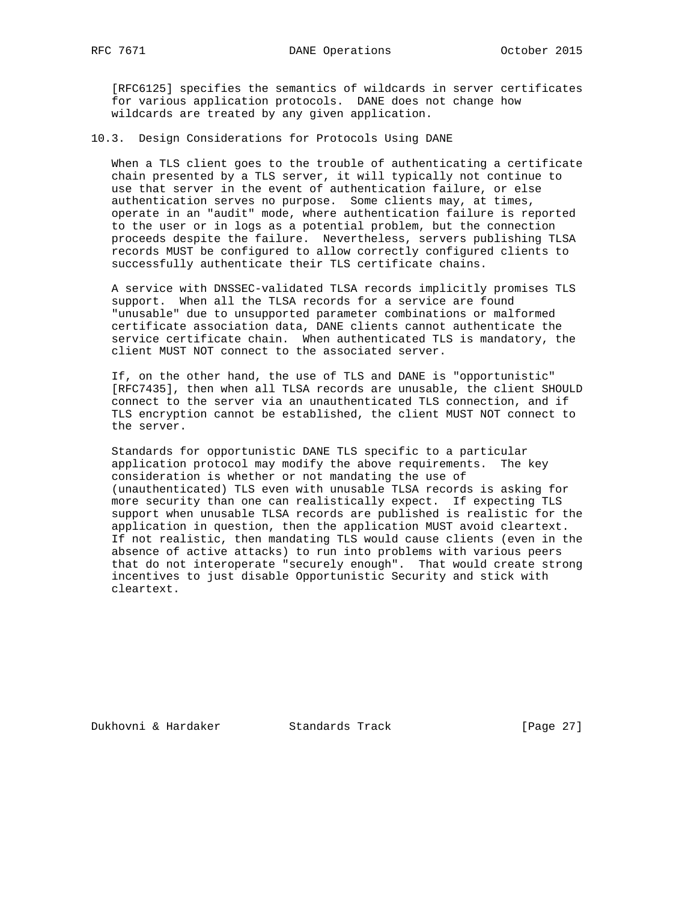[RFC6125] specifies the semantics of wildcards in server certificates for various application protocols. DANE does not change how wildcards are treated by any given application.

### 10.3. Design Considerations for Protocols Using DANE

When a TLS client goes to the trouble of authenticating a certificate chain presented by a TLS server, it will typically not continue to use that server in the event of authentication failure, or else authentication serves no purpose. Some clients may, at times, operate in an "audit" mode, where authentication failure is reported to the user or in logs as a potential problem, but the connection proceeds despite the failure. Nevertheless, servers publishing TLSA records MUST be configured to allow correctly configured clients to successfully authenticate their TLS certificate chains.

A service with DNSSEC-validated TLSA records implicitly promises TLS support. When all the TLSA records for a service are found "unusable" due to unsupported parameter combinations or malformed certificate association data, DANE clients cannot authenticate the service certificate chain. When authenticated TLS is mandatory, the client MUST NOT connect to the associated server.

If, on the other hand, the use of TLS and DANE is "opportunistic" [RFC7435], then when all TLSA records are unusable, the client SHOULD connect to the server via an unauthenticated TLS connection, and if TLS encryption cannot be established, the client MUST NOT connect to the server.

Standards for opportunistic DANE TLS specific to a particular application protocol may modify the above requirements. The key consideration is whether or not mandating the use of (unauthenticated) TLS even with unusable TLSA records is asking for more security than one can realistically expect. If expecting TLS support when unusable TLSA records are published is realistic for the application in question, then the application MUST avoid cleartext. If not realistic, then mandating TLS would cause clients (even in the absence of active attacks) to run into problems with various peers that do not interoperate "securely enough". That would create strong incentives to just disable Opportunistic Security and stick with cleartext.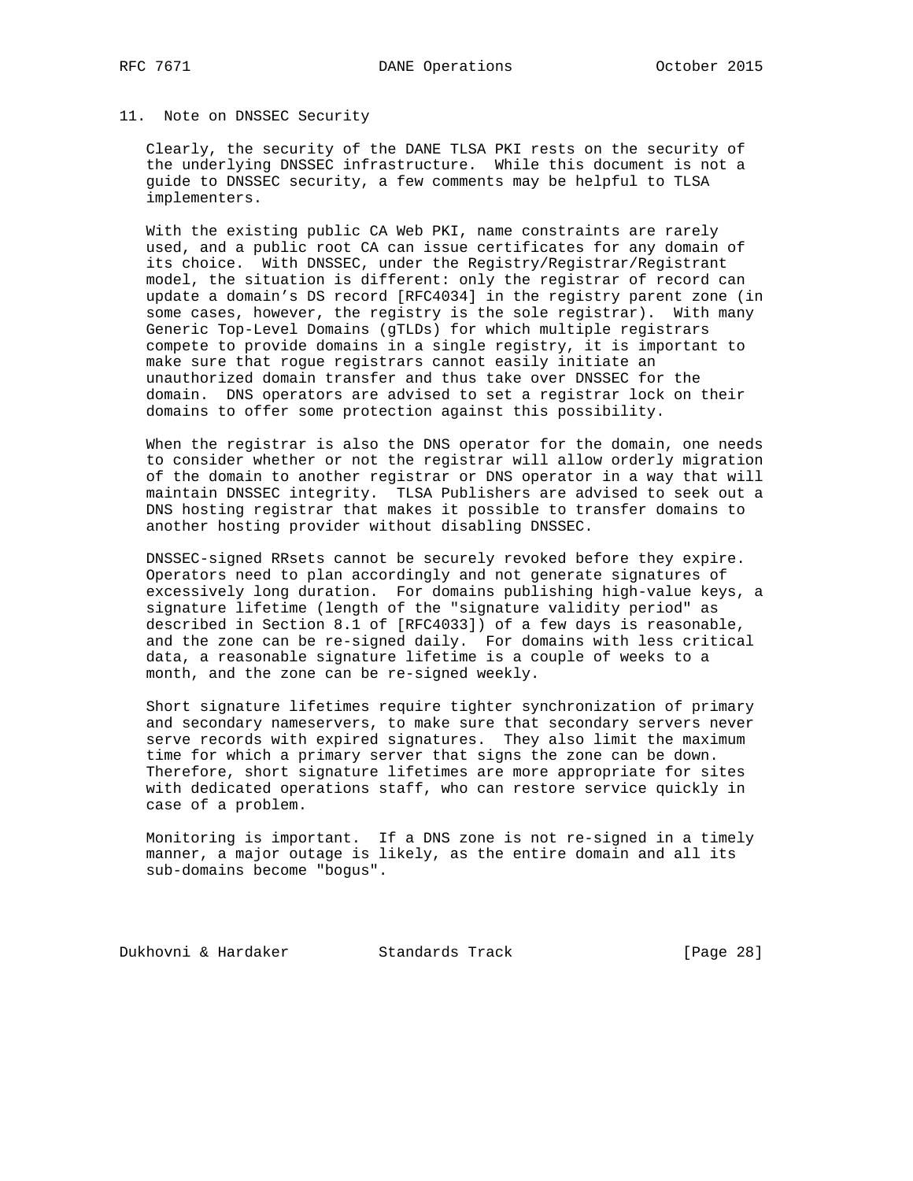## 11. Note on DNSSEC Security

Clearly, the security of the DANE TLSA PKI rests on the security of the underlying DNSSEC infrastructure. While this document is not a guide to DNSSEC security, a few comments may be helpful to TLSA implementers.

With the existing public CA Web PKI, name constraints are rarely used, and a public root CA can issue certificates for any domain of its choice. With DNSSEC, under the Registry/Registrar/Registrant model, the situation is different: only the registrar of record can update a domain's DS record [RFC4034] in the registry parent zone (in some cases, however, the registry is the sole registrar). With many Generic Top-Level Domains (gTLDs) for which multiple registrars compete to provide domains in a single registry, it is important to make sure that rogue registrars cannot easily initiate an unauthorized domain transfer and thus take over DNSSEC for the domain. DNS operators are advised to set a registrar lock on their domains to offer some protection against this possibility.

When the registrar is also the DNS operator for the domain, one needs to consider whether or not the registrar will allow orderly migration of the domain to another registrar or DNS operator in a way that will maintain DNSSEC integrity. TLSA Publishers are advised to seek out a DNS hosting registrar that makes it possible to transfer domains to another hosting provider without disabling DNSSEC.

DNSSEC-signed RRsets cannot be securely revoked before they expire. Operators need to plan accordingly and not generate signatures of excessively long duration. For domains publishing high-value keys, a signature lifetime (length of the "signature validity period" as described in Section 8.1 of [RFC4033]) of a few days is reasonable, and the zone can be re-signed daily. For domains with less critical data, a reasonable signature lifetime is a couple of weeks to a month, and the zone can be re-signed weekly.

Short signature lifetimes require tighter synchronization of primary and secondary nameservers, to make sure that secondary servers never serve records with expired signatures. They also limit the maximum time for which a primary server that signs the zone can be down. Therefore, short signature lifetimes are more appropriate for sites with dedicated operations staff, who can restore service quickly in case of a problem.

Monitoring is important. If a DNS zone is not re-signed in a timely manner, a major outage is likely, as the entire domain and all its sub-domains become "bogus".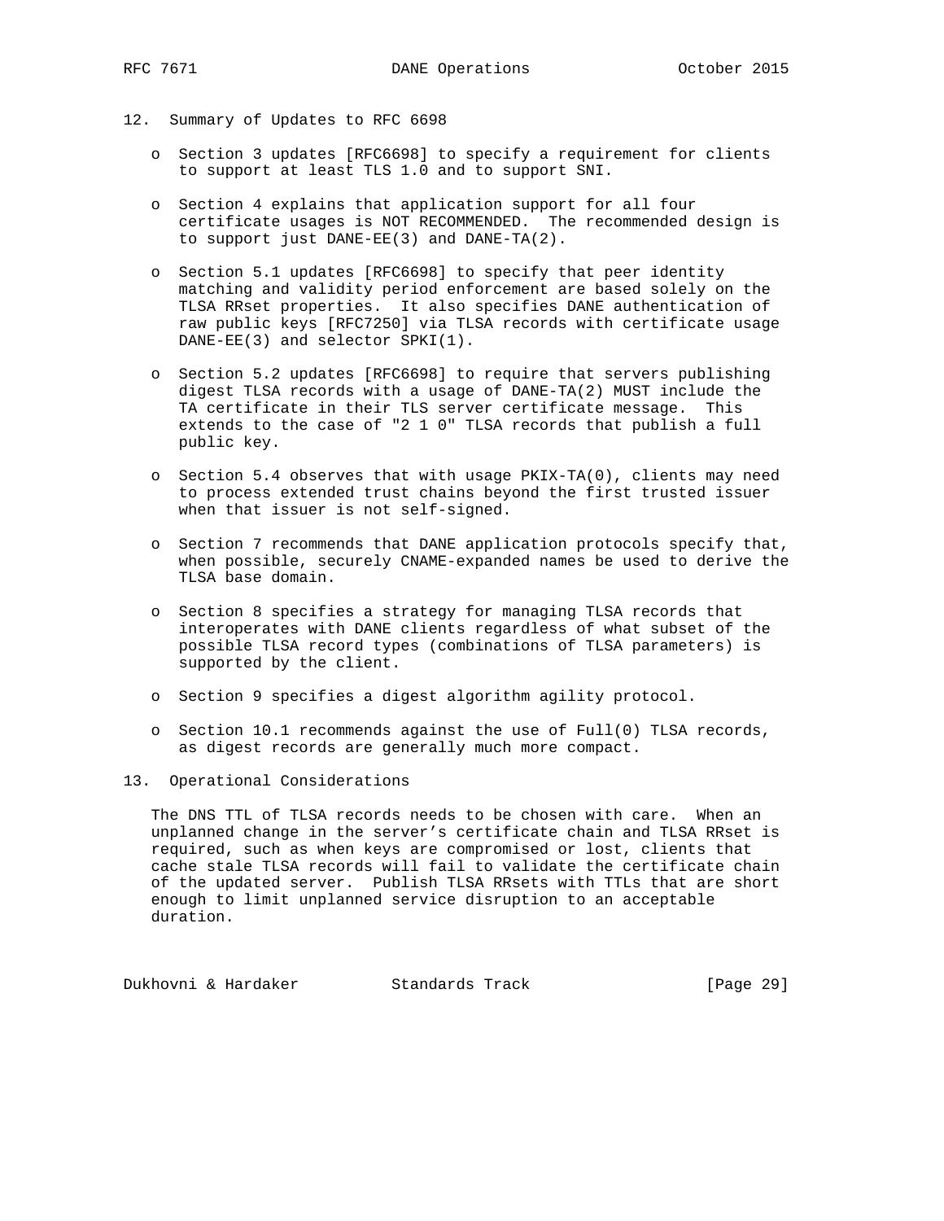## 12. Summary of Updates to RFC 6698

- Section 3 updates [RFC6698] to specify a requirement for clients to support at least TLS 1.0 and to support SNI.

- Section 4 explains that application support for all four certificate usages is NOT RECOMMENDED. The recommended design is to support just DANE-EE(3) and DANE-TA(2).

- Section 5.1 updates [RFC6698] to specify that peer identity matching and validity period enforcement are based solely on the TLSA RRset properties. It also specifies DANE authentication of raw public keys [RFC7250] via TLSA records with certificate usage DANE-EE(3) and selector SPKI(1).

- Section 5.2 updates [RFC6698] to require that servers publishing digest TLSA records with a usage of DANE-TA(2) MUST include the TA certificate in their TLS server certificate message. This extends to the case of "2 1 0" TLSA records that publish a full public key.

- Section 5.4 observes that with usage PKIX-TA(0), clients may need to process extended trust chains beyond the first trusted issuer when that issuer is not self-signed.

- Section 7 recommends that DANE application protocols specify that, when possible, securely CNAME-expanded names be used to derive the TLSA base domain.

- Section 8 specifies a strategy for managing TLSA records that interoperates with DANE clients regardless of what subset of the possible TLSA record types (combinations of TLSA parameters) is supported by the client.

- Section 9 specifies a digest algorithm agility protocol.

- Section 10.1 recommends against the use of Full(0) TLSA records, as digest records are generally much more compact.

## 13. Operational Considerations

The DNS TTL of TLSA records needs to be chosen with care. When an unplanned change in the server's certificate chain and TLSA RRset is required, such as when keys are compromised or lost, clients that cache stale TLSA records will fail to validate the certificate chain of the updated server. Publish TLSA RRsets with TTLs that are short enough to limit unplanned service disruption to an acceptable duration.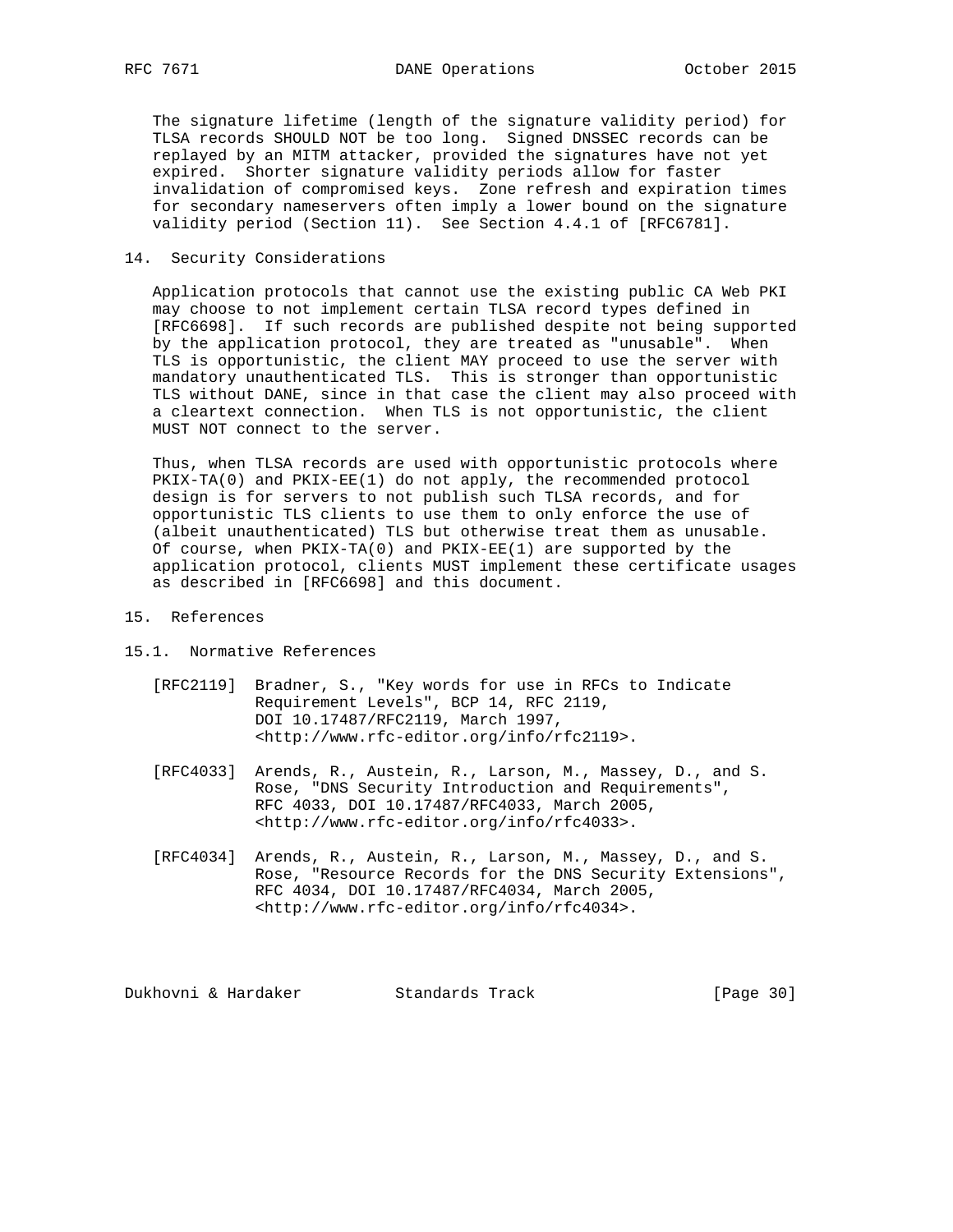The signature lifetime (length of the signature validity period) for TLSA records SHOULD NOT be too long. Signed DNSSEC records can be replayed by an MITM attacker, provided the signatures have not yet expired. Shorter signature validity periods allow for faster invalidation of compromised keys. Zone refresh and expiration times for secondary nameservers often imply a lower bound on the signature validity period (Section 11). See Section 4.4.1 of [RFC6781].

## 14. Security Considerations

Application protocols that cannot use the existing public CA Web PKI may choose to not implement certain TLSA record types defined in [RFC6698]. If such records are published despite not being supported by the application protocol, they are treated as "unusable". When TLS is opportunistic, the client MAY proceed to use the server with mandatory unauthenticated TLS. This is stronger than opportunistic TLS without DANE, since in that case the client may also proceed with a cleartext connection. When TLS is not opportunistic, the client MUST NOT connect to the server.

Thus, when TLSA records are used with opportunistic protocols where PKIX-TA(0) and PKIX-EE(1) do not apply, the recommended protocol design is for servers to not publish such TLSA records, and for opportunistic TLS clients to use them to only enforce the use of (albeit unauthenticated) TLS but otherwise treat them as unusable. Of course, when PKIX-TA(0) and PKIX-EE(1) are supported by the application protocol, clients MUST implement these certificate usages as described in [RFC6698] and this document.

## 15. References

### 15.1. Normative References

[RFC2119] Bradner, S., "Key words for use in RFCs to Indicate Requirement Levels", BCP 14, RFC 2119, DOI 10.17487/RFC2119, March 1997, <http://www.rfc-editor.org/info/rfc2119>.

[RFC4033] Arends, R., Austein, R., Larson, M., Massey, D., and S. Rose, "DNS Security Introduction and Requirements", RFC 4033, DOI 10.17487/RFC4033, March 2005, <http://www.rfc-editor.org/info/rfc4033>.

[RFC4034] Arends, R., Austein, R., Larson, M., Massey, D., and S. Rose, "Resource Records for the DNS Security Extensions", RFC 4034, DOI 10.17487/RFC4034, March 2005, <http://www.rfc-editor.org/info/rfc4034>.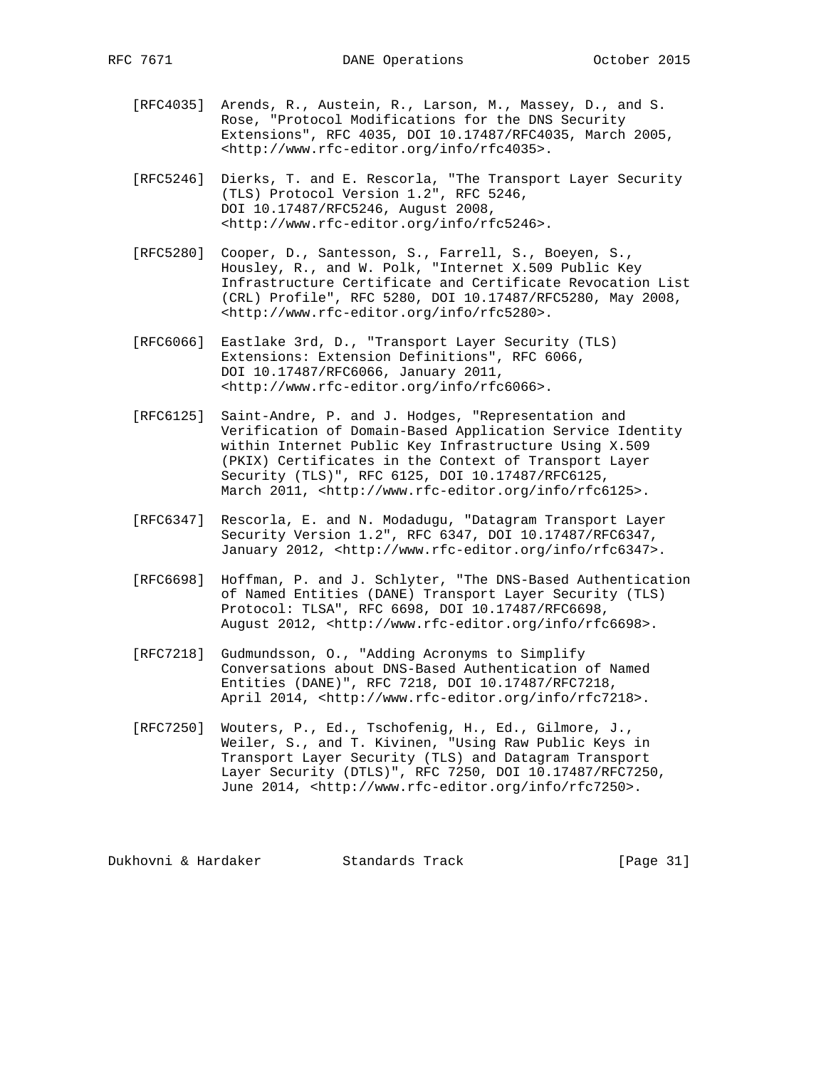[RFC4035] Arends, R., Austein, R., Larson, M., Massey, D., and S. Rose, "Protocol Modifications for the DNS Security Extensions", RFC 4035, DOI 10.17487/RFC4035, March 2005, <http://www.rfc-editor.org/info/rfc4035>.

[RFC5246] Dierks, T. and E. Rescorla, "The Transport Layer Security (TLS) Protocol Version 1.2", RFC 5246, DOI 10.17487/RFC5246, August 2008, <http://www.rfc-editor.org/info/rfc5246>.

[RFC5280] Cooper, D., Santesson, S., Farrell, S., Boeyen, S., Housley, R., and W. Polk, "Internet X.509 Public Key Infrastructure Certificate and Certificate Revocation List (CRL) Profile", RFC 5280, DOI 10.17487/RFC5280, May 2008, <http://www.rfc-editor.org/info/rfc5280>.

[RFC6066] Eastlake 3rd, D., "Transport Layer Security (TLS) Extensions: Extension Definitions", RFC 6066, DOI 10.17487/RFC6066, January 2011, <http://www.rfc-editor.org/info/rfc6066>.

[RFC6125] Saint-Andre, P. and J. Hodges, "Representation and Verification of Domain-Based Application Service Identity within Internet Public Key Infrastructure Using X.509 (PKIX) Certificates in the Context of Transport Layer Security (TLS)", RFC 6125, DOI 10.17487/RFC6125, March 2011, <http://www.rfc-editor.org/info/rfc6125>.

[RFC6347] Rescorla, E. and N. Modadugu, "Datagram Transport Layer Security Version 1.2", RFC 6347, DOI 10.17487/RFC6347, January 2012, <http://www.rfc-editor.org/info/rfc6347>.

[RFC6698] Hoffman, P. and J. Schlyter, "The DNS-Based Authentication of Named Entities (DANE) Transport Layer Security (TLS) Protocol: TLSA", RFC 6698, DOI 10.17487/RFC6698, August 2012, <http://www.rfc-editor.org/info/rfc6698>.

[RFC7218] Gudmundsson, O., "Adding Acronyms to Simplify Conversations about DNS-Based Authentication of Named Entities (DANE)", RFC 7218, DOI 10.17487/RFC7218, April 2014, <http://www.rfc-editor.org/info/rfc7218>.

[RFC7250] Wouters, P., Ed., Tschofenig, H., Ed., Gilmore, J., Weiler, S., and T. Kivinen, "Using Raw Public Keys in Transport Layer Security (TLS) and Datagram Transport Layer Security (DTLS)", RFC 7250, DOI 10.17487/RFC7250, June 2014, <http://www.rfc-editor.org/info/rfc7250>.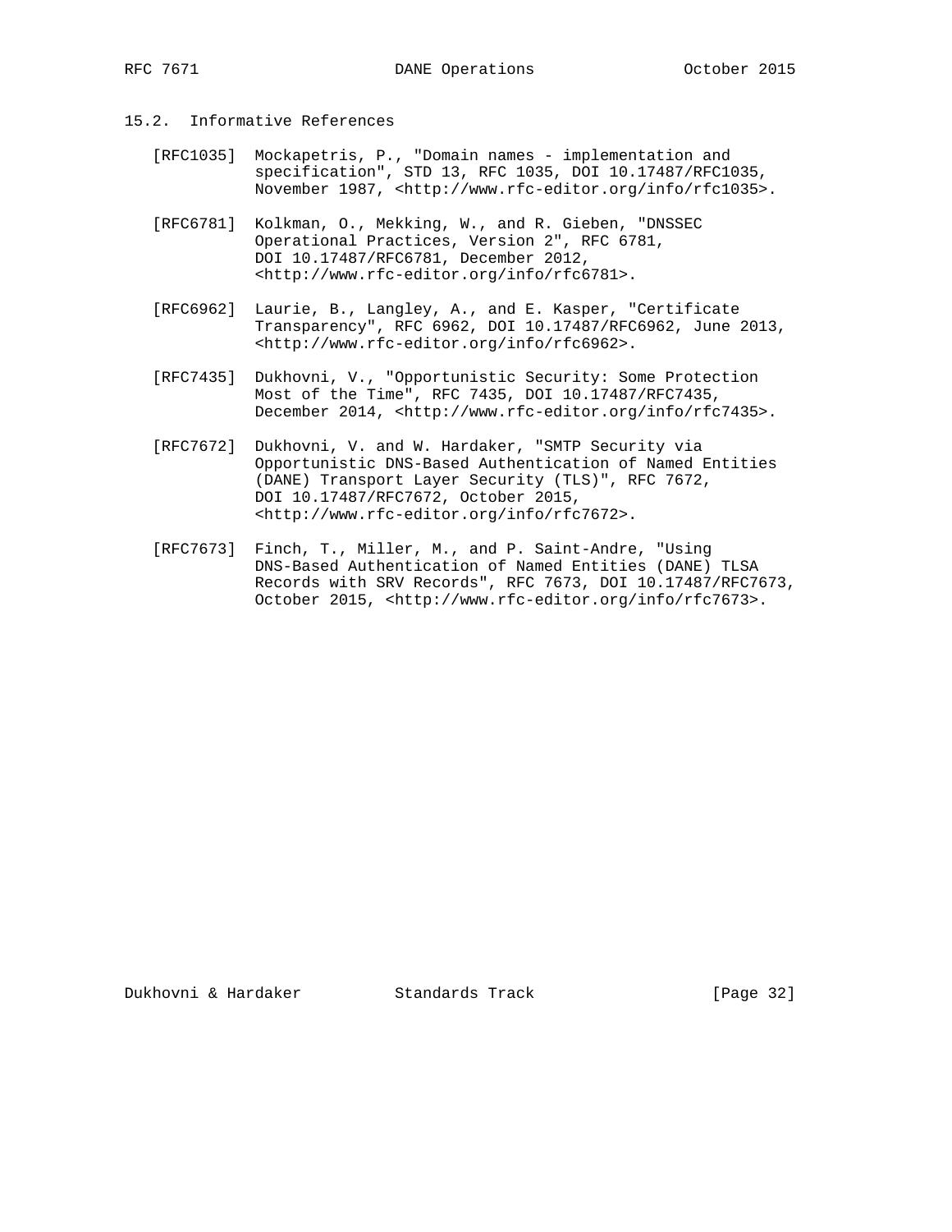### 15.2. Informative References

[RFC1035] Mockapetris, P., "Domain names - implementation and specification", STD 13, RFC 1035, DOI 10.17487/RFC1035, November 1987, <http://www.rfc-editor.org/info/rfc1035>.

[RFC6781] Kolkman, O., Mekking, W., and R. Gieben, "DNSSEC Operational Practices, Version 2", RFC 6781, DOI 10.17487/RFC6781, December 2012, <http://www.rfc-editor.org/info/rfc6781>.

[RFC6962] Laurie, B., Langley, A., and E. Kasper, "Certificate Transparency", RFC 6962, DOI 10.17487/RFC6962, June 2013, <http://www.rfc-editor.org/info/rfc6962>.

[RFC7435] Dukhovni, V., "Opportunistic Security: Some Protection Most of the Time", RFC 7435, DOI 10.17487/RFC7435, December 2014, <http://www.rfc-editor.org/info/rfc7435>.

[RFC7672] Dukhovni, V. and W. Hardaker, "SMTP Security via Opportunistic DNS-Based Authentication of Named Entities (DANE) Transport Layer Security (TLS)", RFC 7672, DOI 10.17487/RFC7672, October 2015, <http://www.rfc-editor.org/info/rfc7672>.

[RFC7673] Finch, T., Miller, M., and P. Saint-Andre, "Using DNS-Based Authentication of Named Entities (DANE) TLSA Records with SRV Records", RFC 7673, DOI 10.17487/RFC7673, October 2015, <http://www.rfc-editor.org/info/rfc7673>.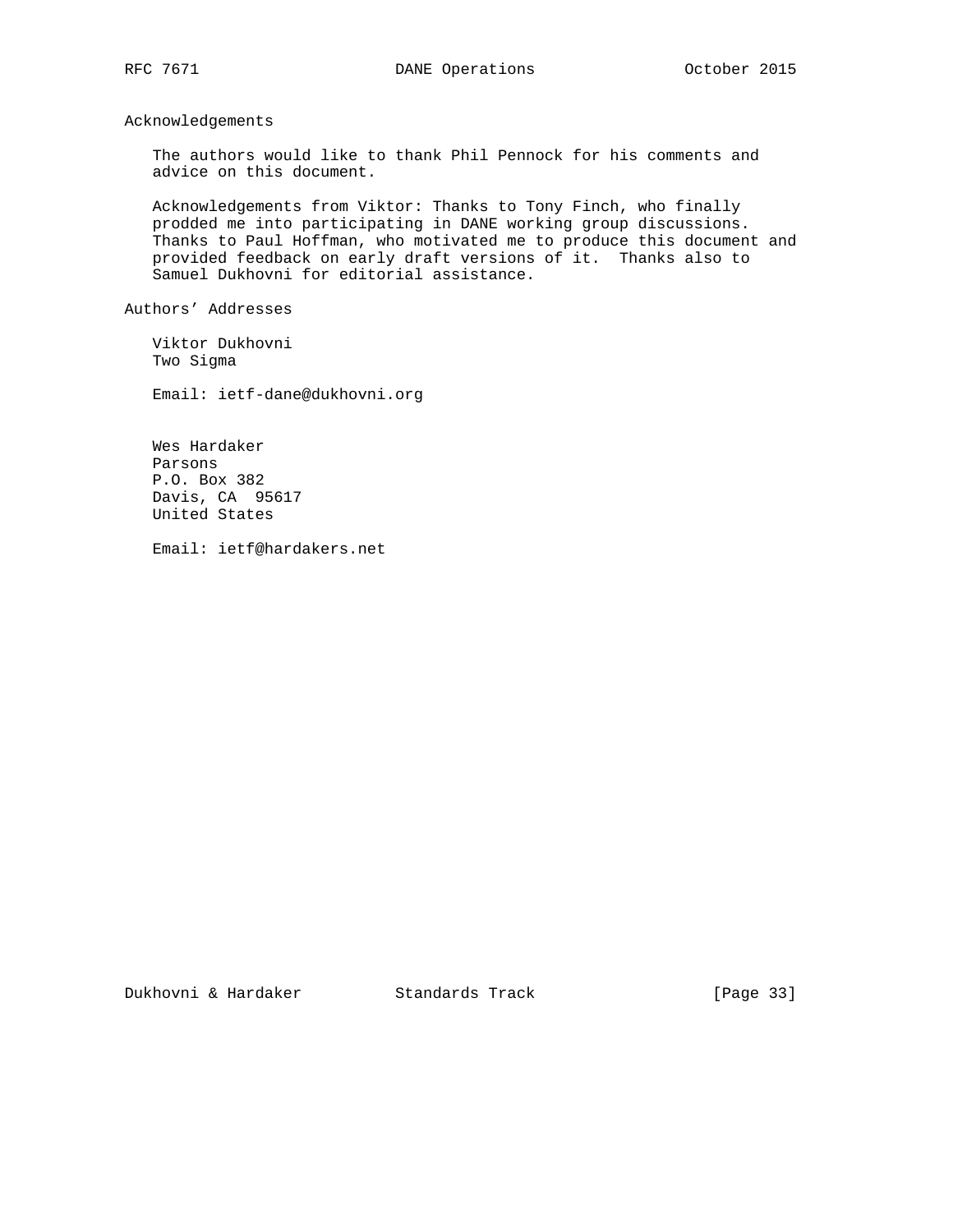## Acknowledgements

The authors would like to thank Phil Pennock for his comments and advice on this document.

Acknowledgements from Viktor: Thanks to Tony Finch, who finally prodded me into participating in DANE working group discussions. Thanks to Paul Hoffman, who motivated me to produce this document and provided feedback on early draft versions of it. Thanks also to Samuel Dukhovni for editorial assistance.

## Authors' Addresses

Viktor Dukhovni
Two Sigma

Email: ietf-dane@dukhovni.org

Wes Hardaker
Parsons
P.O. Box 382
Davis, CA 95617
United States

Email: ietf@hardakers.net